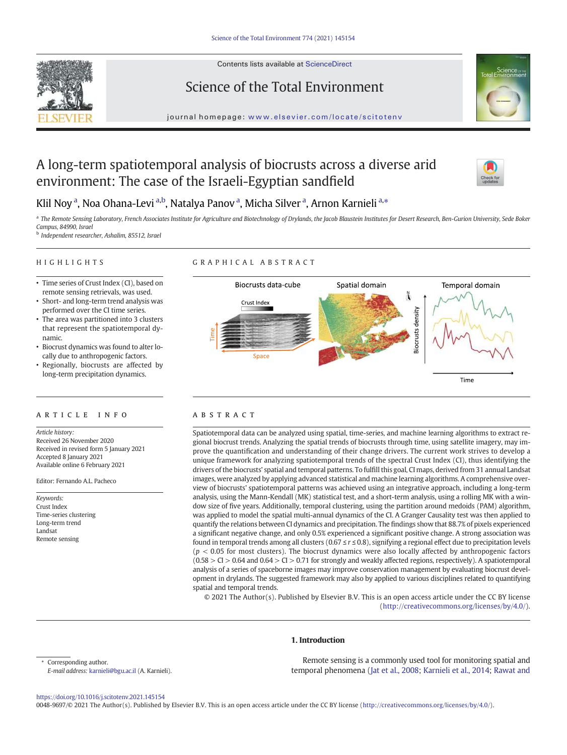# A long-term spatiotemporal analysis of biocrusts across a diverse arid environment: The case of the Israeli-Egyptian sandfield

Klil Noy [a], Noa Ohana-Levi [a,b], Natalya Panov [a], Micha Silver [a], Arnon Karnieli [a,*]

[a] The Remote Sensing Laboratory, French Associates Institute for Agriculture and Biotechnology of Drylands, the Jacob Blaustein Institutes for Desert Research, Ben-Gurion University, Sede Boker Campus, 84990, Israel

[b] Independent researcher, Ashalim, 85512, Israel

## HIGHLIGHTS

- Time series of Crust Index (CI), based on remote sensing retrievals, was used.
- Short- and long-term trend analysis was performed over the CI time series.
- The area was partitioned into 3 clusters that represent the spatiotemporal dynamic.
- Biocrust dynamics was found to alter locally due to anthropogenic factors.
- Regionally, biocrusts are affected by long-term precipitation dynamics.

## ARTICLE INFO

*Article history:*
Received 26 November 2020
Received in revised form 5 January 2021
Accepted 8 January 2021
Available online 6 February 2021

Editor: Fernando A.L. Pacheco

*Keywords:*
Crust Index
Time-series clustering
Long-term trend
Landsat
Remote sensing

## ABSTRACT

Spatiotemporal data can be analyzed using spatial, time-series, and machine learning algorithms to extract regional biocrust trends. Analyzing the spatial trends of biocrusts through time, using satellite imagery, may improve the quantification and understanding of their change drivers. The current work strives to develop a unique framework for analyzing spatiotemporal trends of the spectral Crust Index (CI), thus identifying the drivers of the biocrusts' spatial and temporal patterns. To fulfill this goal, CI maps, derived from 31 annual Landsat images, were analyzed by applying advanced statistical and machine learning algorithms. A comprehensive overview of biocrusts' spatiotemporal patterns was achieved using an integrative approach, including a long-term analysis, using the Mann-Kendall (MK) statistical test, and a short-term analysis, using a rolling MK with a window size of five years. Additionally, temporal clustering, using the partition around medoids (PAM) algorithm, was applied to model the spatial multi-annual dynamics of the CI. A Granger Causality test was then applied to quantify the relations between CI dynamics and precipitation. The findings show that 88.7% of pixels experienced a significant negative change, and only 0.5% experienced a significant positive change. A strong association was found in temporal trends among all clusters ($0.67 \le r \le 0.8$), signifying a regional effect due to precipitation levels ($p < 0.05$ for most clusters). The biocrust dynamics were also locally affected by anthropogenic factors ($0.58 > CI > 0.64$ and $0.64 > CI > 0.71$ for strongly and weakly affected regions, respectively). A spatiotemporal analysis of a series of spaceborne images may improve conservation management by evaluating biocrust development in drylands. The suggested framework may also by applied to various disciplines related to quantifying spatial and temporal trends.

© 2021 The Author(s). Published by Elsevier B.V. This is an open access article under the CC BY license (http://creativecommons.org/licenses/by/4.0/).

## 1. Introduction

Remote sensing is a commonly used tool for monitoring spatial and temporal phenomena (Jat et al., 2008; Karnieli et al., 2014; Rawat and

* Corresponding author.
*E-mail address:* karnieli@bgu.ac.il (A. Karnieli).

https://doi.org/10.1016/j.scitotenv.2021.145154
0048-9697/© 2021 The Author(s). Published by Elsevier B.V. This is an open access article under the CC BY license (http://creativecommons.org/licenses/by/4.0/).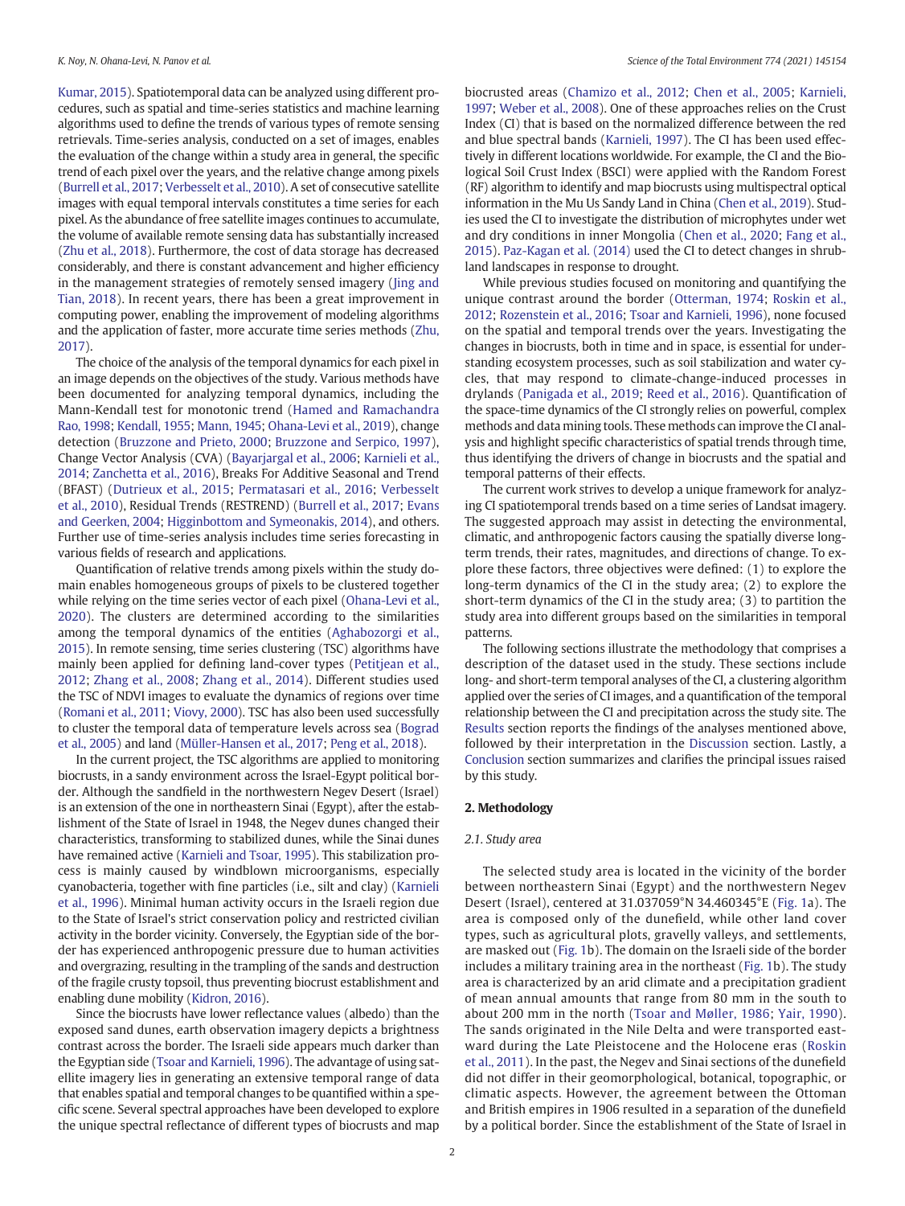Kumar, 2015). Spatiotemporal data can be analyzed using different procedures, such as spatial and time-series statistics and machine learning algorithms used to define the trends of various types of remote sensing retrievals. Time-series analysis, conducted on a set of images, enables the evaluation of the change within a study area in general, the specific trend of each pixel over the years, and the relative change among pixels (Burrell et al., 2017; Verbesselt et al., 2010). A set of consecutive satellite images with equal temporal intervals constitutes a time series for each pixel. As the abundance of free satellite images continues to accumulate, the volume of available remote sensing data has substantially increased (Zhu et al., 2018). Furthermore, the cost of data storage has decreased considerably, and there is constant advancement and higher efficiency in the management strategies of remotely sensed imagery (Jing and Tian, 2018). In recent years, there has been a great improvement in computing power, enabling the improvement of modeling algorithms and the application of faster, more accurate time series methods (Zhu, 2017).

The choice of the analysis of the temporal dynamics for each pixel in an image depends on the objectives of the study. Various methods have been documented for analyzing temporal dynamics, including the Mann-Kendall test for monotonic trend (Hamed and Ramachandra Rao, 1998; Kendall, 1955; Mann, 1945; Ohana-Levi et al., 2019), change detection (Bruzzone and Prieto, 2000; Bruzzone and Serpico, 1997), Change Vector Analysis (CVA) (Bayarjargal et al., 2006; Karnieli et al., 2014; Zanchetta et al., 2016), Breaks For Additive Seasonal and Trend (BFAST) (Dutrieux et al., 2015; Permatasari et al., 2016; Verbesselt et al., 2010), Residual Trends (RESTREND) (Burrell et al., 2017; Evans and Geerken, 2004; Higginbottom and Symeonakis, 2014), and others. Further use of time-series analysis includes time series forecasting in various fields of research and applications.

Quantification of relative trends among pixels within the study domain enables homogeneous groups of pixels to be clustered together while relying on the time series vector of each pixel (Ohana-Levi et al., 2020). The clusters are determined according to the similarities among the temporal dynamics of the entities (Aghabozorgi et al., 2015). In remote sensing, time series clustering (TSC) algorithms have mainly been applied for defining land-cover types (Petitjean et al., 2012; Zhang et al., 2008; Zhang et al., 2014). Different studies used the TSC of NDVI images to evaluate the dynamics of regions over time (Romani et al., 2011; Viovy, 2000). TSC has also been used successfully to cluster the temporal data of temperature levels across sea (Bograd et al., 2005) and land (Müller-Hansen et al., 2017; Peng et al., 2018).

In the current project, the TSC algorithms are applied to monitoring biocrusts, in a sandy environment across the Israel-Egypt political border. Although the sandfield in the northwestern Negev Desert (Israel) is an extension of the one in northeastern Sinai (Egypt), after the establishment of the State of Israel in 1948, the Negev dunes changed their characteristics, transforming to stabilized dunes, while the Sinai dunes have remained active (Karnieli and Tsoar, 1995). This stabilization process is mainly caused by windblown microorganisms, especially cyanobacteria, together with fine particles (i.e., silt and clay) (Karnieli et al., 1996). Minimal human activity occurs in the Israeli region due to the State of Israel's strict conservation policy and restricted civilian activity in the border vicinity. Conversely, the Egyptian side of the border has experienced anthropogenic pressure due to human activities and overgrazing, resulting in the trampling of the sands and destruction of the fragile crusty topsoil, thus preventing biocrust establishment and enabling dune mobility (Kidron, 2016).

Since the biocrusts have lower reflectance values (albedo) than the exposed sand dunes, earth observation imagery depicts a brightness contrast across the border. The Israeli side appears much darker than the Egyptian side (Tsoar and Karnieli, 1996). The advantage of using satellite imagery lies in generating an extensive temporal range of data that enables spatial and temporal changes to be quantified within a specific scene. Several spectral approaches have been developed to explore the unique spectral reflectance of different types of biocrusts and map biocrusted areas (Chamizo et al., 2012; Chen et al., 2005; Karnieli, 1997; Weber et al., 2008). One of these approaches relies on the Crust Index (CI) that is based on the normalized difference between the red and blue spectral bands (Karnieli, 1997). The CI has been used effectively in different locations worldwide. For example, the CI and the Biological Soil Crust Index (BSCI) were applied with the Random Forest (RF) algorithm to identify and map biocrusts using multispectral optical information in the Mu Us Sandy Land in China (Chen et al., 2019). Studies used the CI to investigate the distribution of microphytes under wet and dry conditions in inner Mongolia (Chen et al., 2020; Fang et al., 2015). Paz-Kagan et al. (2014) used the CI to detect changes in shrubland landscapes in response to drought.

While previous studies focused on monitoring and quantifying the unique contrast around the border (Otterman, 1974; Roskin et al., 2012; Rozenstein et al., 2016; Tsoar and Karnieli, 1996), none focused on the spatial and temporal trends over the years. Investigating the changes in biocrusts, both in time and in space, is essential for understanding ecosystem processes, such as soil stabilization and water cycles, that may respond to climate-change-induced processes in drylands (Panigada et al., 2019; Reed et al., 2016). Quantification of the space-time dynamics of the CI strongly relies on powerful, complex methods and data mining tools. These methods can improve the CI analysis and highlight specific characteristics of spatial trends through time, thus identifying the drivers of change in biocrusts and the spatial and temporal patterns of their effects.

The current work strives to develop a unique framework for analyzing CI spatiotemporal trends based on a time series of Landsat imagery. The suggested approach may assist in detecting the environmental, climatic, and anthropogenic factors causing the spatially diverse long-term trends, their rates, magnitudes, and directions of change. To explore these factors, three objectives were defined: (1) to explore the long-term dynamics of the CI in the study area; (2) to explore the short-term dynamics of the CI in the study area; (3) to partition the study area into different groups based on the similarities in temporal patterns.

The following sections illustrate the methodology that comprises a description of the dataset used in the study. These sections include long- and short-term temporal analyses of the CI, a clustering algorithm applied over the series of CI images, and a quantification of the temporal relationship between the CI and precipitation across the study site. The Results section reports the findings of the analyses mentioned above, followed by their interpretation in the Discussion section. Lastly, a Conclusion section summarizes and clarifies the principal issues raised by this study.

## 2. Methodology

### 2.1. Study area

The selected study area is located in the vicinity of the border between northeastern Sinai (Egypt) and the northwestern Negev Desert (Israel), centered at 31.037059°N 34.460345°E (Fig. 1a). The area is composed only of the dunefield, while other land cover types, such as agricultural plots, gravelly valleys, and settlements, are masked out (Fig. 1b). The domain on the Israeli side of the border includes a military training area in the northeast (Fig. 1b). The study area is characterized by an arid climate and a precipitation gradient of mean annual amounts that range from 80 mm in the south to about 200 mm in the north (Tsoar and Møller, 1986; Yair, 1990). The sands originated in the Nile Delta and were transported eastward during the Late Pleistocene and the Holocene eras (Roskin et al., 2011). In the past, the Negev and Sinai sections of the dunefield did not differ in their geomorphological, botanical, topographic, or climatic aspects. However, the agreement between the Ottoman and British empires in 1906 resulted in a separation of the dunefield by a political border. Since the establishment of the State of Israel in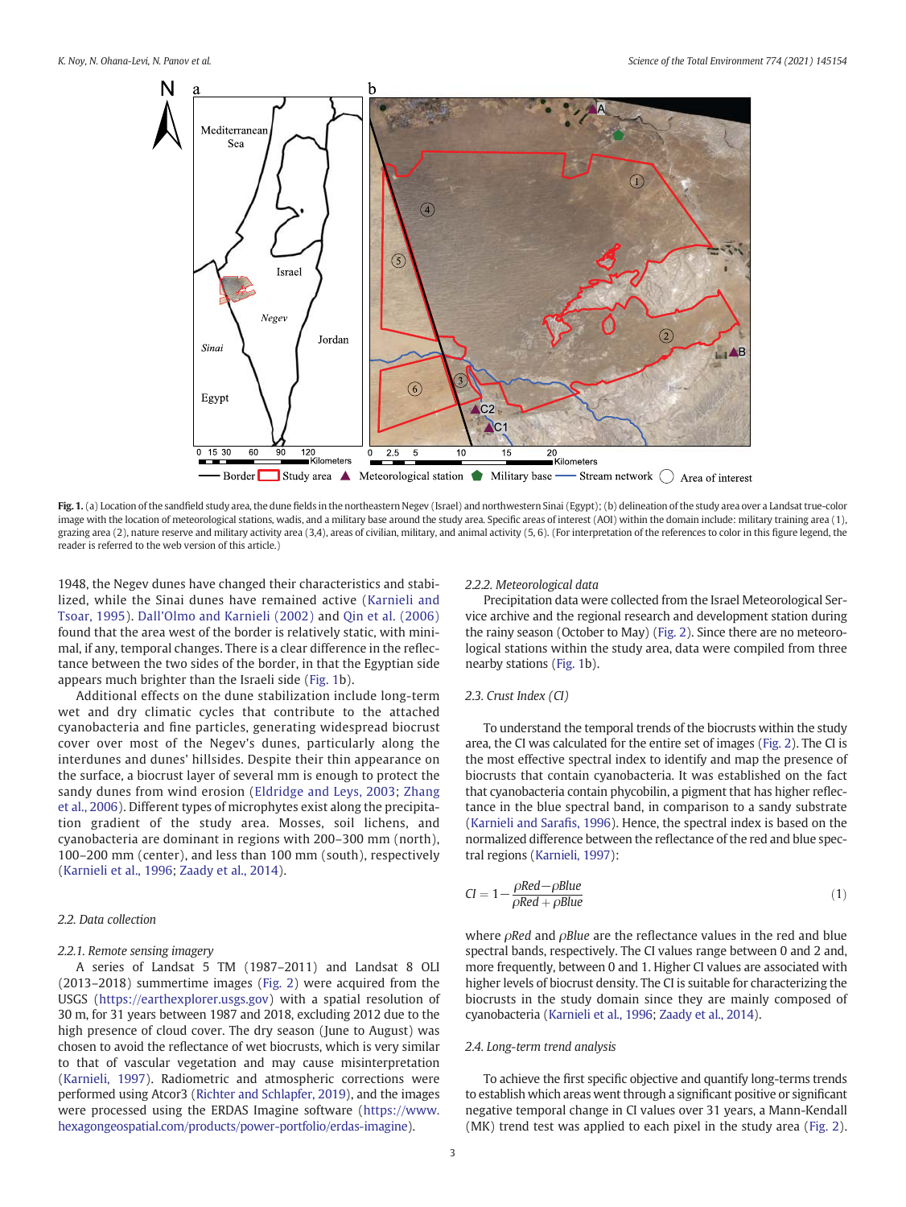**Fig. 1.** (a) Location of the sandfield study area, the dune fields in the northeastern Negev (Israel) and northwestern Sinai (Egypt); (b) delineation of the study area over a Landsat true-color image with the location of meteorological stations, wadis, and a military base around the study area. Specific areas of interest (AOI) within the domain include: military training area (1), grazing area (2), nature reserve and military activity area (3,4), areas of civilian, military, and animal activity (5, 6). (For interpretation of the references to color in this figure legend, the reader is referred to the web version of this article.)

1948, the Negev dunes have changed their characteristics and stabilized, while the Sinai dunes have remained active (Karnieli and Tsoar, 1995). Dall'Olmo and Karnieli (2002) and Qin et al. (2006) found that the area west of the border is relatively static, with minimal, if any, temporal changes. There is a clear difference in the reflectance between the two sides of the border, in that the Egyptian side appears much brighter than the Israeli side (Fig. 1b).

Additional effects on the dune stabilization include long-term wet and dry climatic cycles that contribute to the attached cyanobacteria and fine particles, generating widespread biocrust cover over most of the Negev's dunes, particularly along the interdunes and dunes' hillsides. Despite their thin appearance on the surface, a biocrust layer of several mm is enough to protect the sandy dunes from wind erosion (Eldridge and Leys, 2003; Zhang et al., 2006). Different types of microphytes exist along the precipitation gradient of the study area. Mosses, soil lichens, and cyanobacteria are dominant in regions with 200–300 mm (north), 100–200 mm (center), and less than 100 mm (south), respectively (Karnieli et al., 1996; Zaady et al., 2014).

### 2.2. Data collection

#### 2.2.1. Remote sensing imagery

A series of Landsat 5 TM (1987–2011) and Landsat 8 OLI (2013–2018) summertime images (Fig. 2) were acquired from the USGS (https://earthexplorer.usgs.gov) with a spatial resolution of 30 m, for 31 years between 1987 and 2018, excluding 2012 due to the high presence of cloud cover. The dry season (June to August) was chosen to avoid the reflectance of wet biocrusts, which is very similar to that of vascular vegetation and may cause misinterpretation (Karnieli, 1997). Radiometric and atmospheric corrections were performed using Atcor3 (Richter and Schlapfer, 2019), and the images were processed using the ERDAS Imagine software (https://www.hexagongeospatial.com/products/power-portfolio/erdas-imagine).

#### 2.2.2. Meteorological data

Precipitation data were collected from the Israel Meteorological Service archive and the regional research and development station during the rainy season (October to May) (Fig. 2). Since there are no meteorological stations within the study area, data were compiled from three nearby stations (Fig. 1b).

### 2.3. Crust Index (CI)

To understand the temporal trends of the biocrusts within the study area, the CI was calculated for the entire set of images (Fig. 2). The CI is the most effective spectral index to identify and map the presence of biocrusts that contain cyanobacteria. It was established on the fact that cyanobacteria contain phycobilin, a pigment that has higher reflectance in the blue spectral band, in comparison to a sandy substrate (Karnieli and Sarafis, 1996). Hence, the spectral index is based on the normalized difference between the reflectance of the red and blue spectral regions (Karnieli, 1997):

$$CI = 1 - \frac{\rho Red - \rho Blue}{\rho Red + \rho Blue} \tag{1}$$

where $\rho Red$ and $\rho Blue$ are the reflectance values in the red and blue spectral bands, respectively. The CI values range between 0 and 2 and, more frequently, between 0 and 1. Higher CI values are associated with higher levels of biocrust density. The CI is suitable for characterizing the biocrusts in the study domain since they are mainly composed of cyanobacteria (Karnieli et al., 1996; Zaady et al., 2014).

### 2.4. Long-term trend analysis

To achieve the first specific objective and quantify long-terms trends to establish which areas went through a significant positive or significant negative temporal change in CI values over 31 years, a Mann-Kendall (MK) trend test was applied to each pixel in the study area (Fig. 2).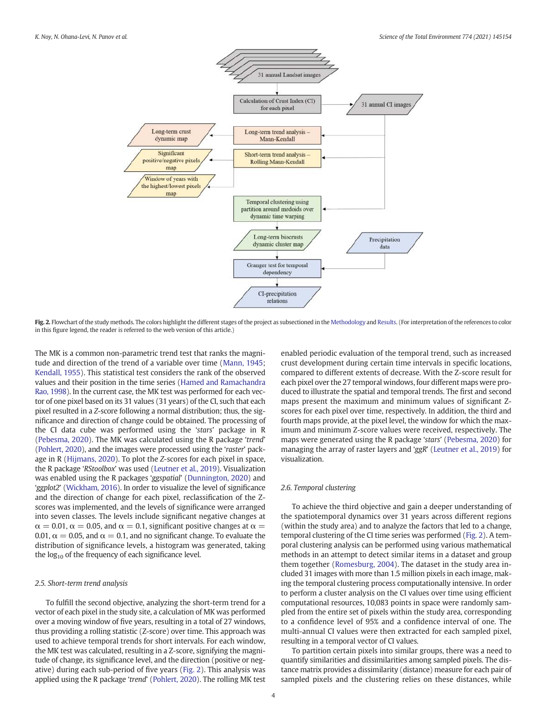Fig. 2. Flowchart of the study methods. The colors highlight the different stages of the project as subsectioned in the Methodology and Results. (For interpretation of the references to color in this figure legend, the reader is referred to the web version of this article.)

The MK is a common non-parametric trend test that ranks the magnitude and direction of the trend of a variable over time (Mann, 1945; Kendall, 1955). This statistical test considers the rank of the observed values and their position in the time series (Hamed and Ramachandra Rao, 1998). In the current case, the MK test was performed for each vector of one pixel based on its 31 values (31 years) of the CI, such that each pixel resulted in a *Z*-score following a normal distribution; thus, the significance and direction of change could be obtained. The processing of the CI data cube was performed using the '*stars*' package in R (Pebesma, 2020). The MK was calculated using the R package '*trend*' (Pohlert, 2020), and the images were processed using the '*raster*' package in R (Hijmans, 2020). To plot the *Z*-scores for each pixel in space, the R package '*RStoolbox*' was used (Leutner et al., 2019). Visualization was enabled using the R packages '*ggspatial*' (Dunnington, 2020) and '*ggplot2*' (Wickham, 2016). In order to visualize the level of significance and the direction of change for each pixel, reclassification of the Z-scores was implemented, and the levels of significance were arranged into seven classes. The levels include significant negative changes at $\alpha = 0.01$, $\alpha = 0.05$, and $\alpha = 0.1$, significant positive changes at $\alpha = 0.01$, $\alpha = 0.05$, and $\alpha = 0.1$, and no significant change. To evaluate the distribution of significance levels, a histogram was generated, taking the $\log_{10}$ of the frequency of each significance level.

### 2.5. Short-term trend analysis

To fulfill the second objective, analyzing the short-term trend for a vector of each pixel in the study site, a calculation of MK was performed over a moving window of five years, resulting in a total of 27 windows, thus providing a rolling statistic (Z-score) over time. This approach was used to achieve temporal trends for short intervals. For each window, the MK test was calculated, resulting in a Z-score, signifying the magnitude of change, its significance level, and the direction (positive or negative) during each sub-period of five years (Fig. 2). This analysis was applied using the R package '*trend*' (Pohlert, 2020). The rolling MK test enabled periodic evaluation of the temporal trend, such as increased crust development during certain time intervals in specific locations, compared to different extents of decrease. With the Z-score result for each pixel over the 27 temporal windows, four different maps were produced to illustrate the spatial and temporal trends. The first and second maps present the maximum and minimum values of significant Z-scores for each pixel over time, respectively. In addition, the third and fourth maps provide, at the pixel level, the window for which the maximum and minimum Z-score values were received, respectively. The maps were generated using the R package '*stars*' (Pebesma, 2020) for managing the array of raster layers and '*ggR*' (Leutner et al., 2019) for visualization.

### 2.6. Temporal clustering

To achieve the third objective and gain a deeper understanding of the spatiotemporal dynamics over 31 years across different regions (within the study area) and to analyze the factors that led to a change, temporal clustering of the CI time series was performed (Fig. 2). A temporal clustering analysis can be performed using various mathematical methods in an attempt to detect similar items in a dataset and group them together (Romesburg, 2004). The dataset in the study area included 31 images with more than 1.5 million pixels in each image, making the temporal clustering process computationally intensive. In order to perform a cluster analysis on the CI values over time using efficient computational resources, 10,083 points in space were randomly sampled from the entire set of pixels within the study area, corresponding to a confidence level of 95% and a confidence interval of one. The multi-annual CI values were then extracted for each sampled pixel, resulting in a temporal vector of CI values.

To partition certain pixels into similar groups, there was a need to quantify similarities and dissimilarities among sampled pixels. The distance matrix provides a dissimilarity (distance) measure for each pair of sampled pixels and the clustering relies on these distances, while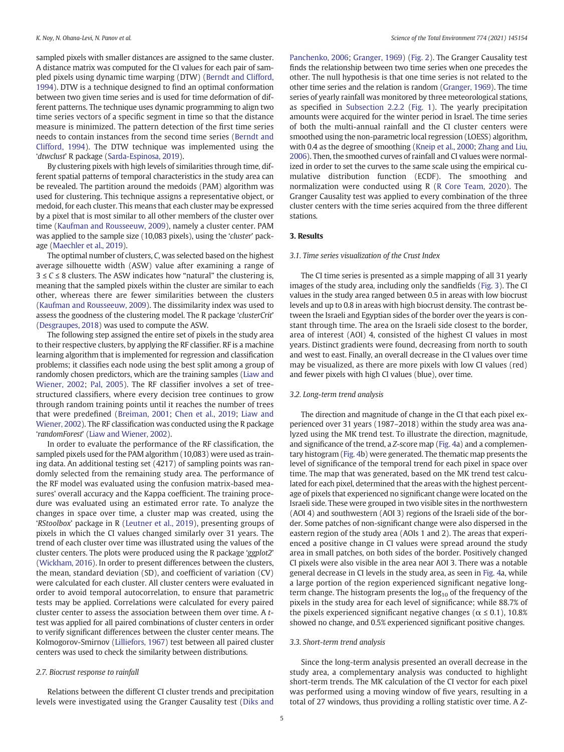sampled pixels with smaller distances are assigned to the same cluster. A distance matrix was computed for the CI values for each pair of sampled pixels using dynamic time warping (DTW) (Berndt and Clifford, 1994). DTW is a technique designed to find an optimal conformation between two given time series and is used for time deformation of different patterns. The technique uses dynamic programming to align two time series vectors of a specific segment in time so that the distance measure is minimized. The pattern detection of the first time series needs to contain instances from the second time series (Berndt and Clifford, 1994). The DTW technique was implemented using the '*dtwclust*' R package (Sarda-Espinosa, 2019).

By clustering pixels with high levels of similarities through time, different spatial patterns of temporal characteristics in the study area can be revealed. The partition around the medoids (PAM) algorithm was used for clustering. This technique assigns a representative object, or medoid, for each cluster. This means that each cluster may be expressed by a pixel that is most similar to all other members of the cluster over time (Kaufman and Rousseeuw, 2009), namely a cluster center. PAM was applied to the sample size (10,083 pixels), using the '*cluster*' package (Maechler et al., 2019).

The optimal number of clusters, *C*, was selected based on the highest average silhouette width (ASW) value after examining a range of $3 \leq C \leq 8$ clusters. The ASW indicates how "natural" the clustering is, meaning that the sampled pixels within the cluster are similar to each other, whereas there are fewer similarities between the clusters (Kaufman and Rousseeuw, 2009). The dissimilarity index was used to assess the goodness of the clustering model. The R package '*clusterCrit*' (Desgraupes, 2018) was used to compute the ASW.

The following step assigned the entire set of pixels in the study area to their respective clusters, by applying the RF classifier. RF is a machine learning algorithm that is implemented for regression and classification problems; it classifies each node using the best split among a group of randomly chosen predictors, which are the training samples (Liaw and Wiener, 2002; Pal, 2005). The RF classifier involves a set of tree-structured classifiers, where every decision tree continues to grow through random training points until it reaches the number of trees that were predefined (Breiman, 2001; Chen et al., 2019; Liaw and Wiener, 2002). The RF classification was conducted using the R package '*randomForest*' (Liaw and Wiener, 2002).

In order to evaluate the performance of the RF classification, the sampled pixels used for the PAM algorithm (10,083) were used as training data. An additional testing set (4217) of sampling points was randomly selected from the remaining study area. The performance of the RF model was evaluated using the confusion matrix-based measures' overall accuracy and the Kappa coefficient. The training procedure was evaluated using an estimated error rate. To analyze the changes in space over time, a cluster map was created, using the '*RStoolbox*' package in R (Leutner et al., 2019), presenting groups of pixels in which the CI values changed similarly over 31 years. The trend of each cluster over time was illustrated using the values of the cluster centers. The plots were produced using the R package '*ggplot2*' (Wickham, 2016). In order to present differences between the clusters, the mean, standard deviation (SD), and coefficient of variation (CV) were calculated for each cluster. All cluster centers were evaluated in order to avoid temporal autocorrelation, to ensure that parametric tests may be applied. Correlations were calculated for every paired cluster center to assess the association between them over time. A *t*-test was applied for all paired combinations of cluster centers in order to verify significant differences between the cluster center means. The Kolmogorov-Smirnov (Lilliefors, 1967) test between all paired cluster centers was used to check the similarity between distributions.

### 2.7. Biocrust response to rainfall

Relations between the different CI cluster trends and precipitation levels were investigated using the Granger Causality test (Diks and Panchenko, 2006; Granger, 1969) (Fig. 2). The Granger Causality test finds the relationship between two time series when one precedes the other. The null hypothesis is that one time series is not related to the other time series and the relation is random (Granger, 1969). The time series of yearly rainfall was monitored by three meteorological stations, as specified in Subsection 2.2.2 (Fig. 1). The yearly precipitation amounts were acquired for the winter period in Israel. The time series of both the multi-annual rainfall and the CI cluster centers were smoothed using the non-parametric local regression (LOESS) algorithm, with 0.4 as the degree of smoothing (Kneip et al., 2000; Zhang and Liu, 2006). Then, the smoothed curves of rainfall and CI values were normalized in order to set the curves to the same scale using the empirical cumulative distribution function (ECDF). The smoothing and normalization were conducted using R (R Core Team, 2020). The Granger Causality test was applied to every combination of the three cluster centers with the time series acquired from the three different stations.

## 3. Results

### 3.1. Time series visualization of the Crust Index

The CI time series is presented as a simple mapping of all 31 yearly images of the study area, including only the sandfields (Fig. 3). The CI values in the study area ranged between 0.5 in areas with low biocrust levels and up to 0.8 in areas with high biocrust density. The contrast between the Israeli and Egyptian sides of the border over the years is constant through time. The area on the Israeli side closest to the border, area of interest (AOI) 4, consisted of the highest CI values in most years. Distinct gradients were found, decreasing from north to south and west to east. Finally, an overall decrease in the CI values over time may be visualized, as there are more pixels with low CI values (red) and fewer pixels with high CI values (blue), over time.

### 3.2. Long-term trend analysis

The direction and magnitude of change in the CI that each pixel experienced over 31 years (1987–2018) within the study area was analyzed using the MK trend test. To illustrate the direction, magnitude, and significance of the trend, a *Z*-score map (Fig. 4a) and a complementary histogram (Fig. 4b) were generated. The thematic map presents the level of significance of the temporal trend for each pixel in space over time. The map that was generated, based on the MK trend test calculated for each pixel, determined that the areas with the highest percentage of pixels that experienced no significant change were located on the Israeli side. These were grouped in two visible sites in the northwestern (AOI 4) and southwestern (AOI 3) regions of the Israeli side of the border. Some patches of non-significant change were also dispersed in the eastern region of the study area (AOIs 1 and 2). The areas that experienced a positive change in CI values were spread around the study area in small patches, on both sides of the border. Positively changed CI pixels were also visible in the area near AOI 3. There was a notable general decrease in CI levels in the study area, as seen in Fig. 4a, while a large portion of the region experienced significant negative long-term change. The histogram presents the $\log_{10}$ of the frequency of the pixels in the study area for each level of significance; while 88.7% of the pixels experienced significant negative changes ($\alpha \leq 0.1$), 10.8% showed no change, and 0.5% experienced significant positive changes.

### 3.3. Short-term trend analysis

Since the long-term analysis presented an overall decrease in the study area, a complementary analysis was conducted to highlight short-term trends. The MK calculation of the CI vector for each pixel was performed using a moving window of five years, resulting in a total of 27 windows, thus providing a rolling statistic over time. A *Z*-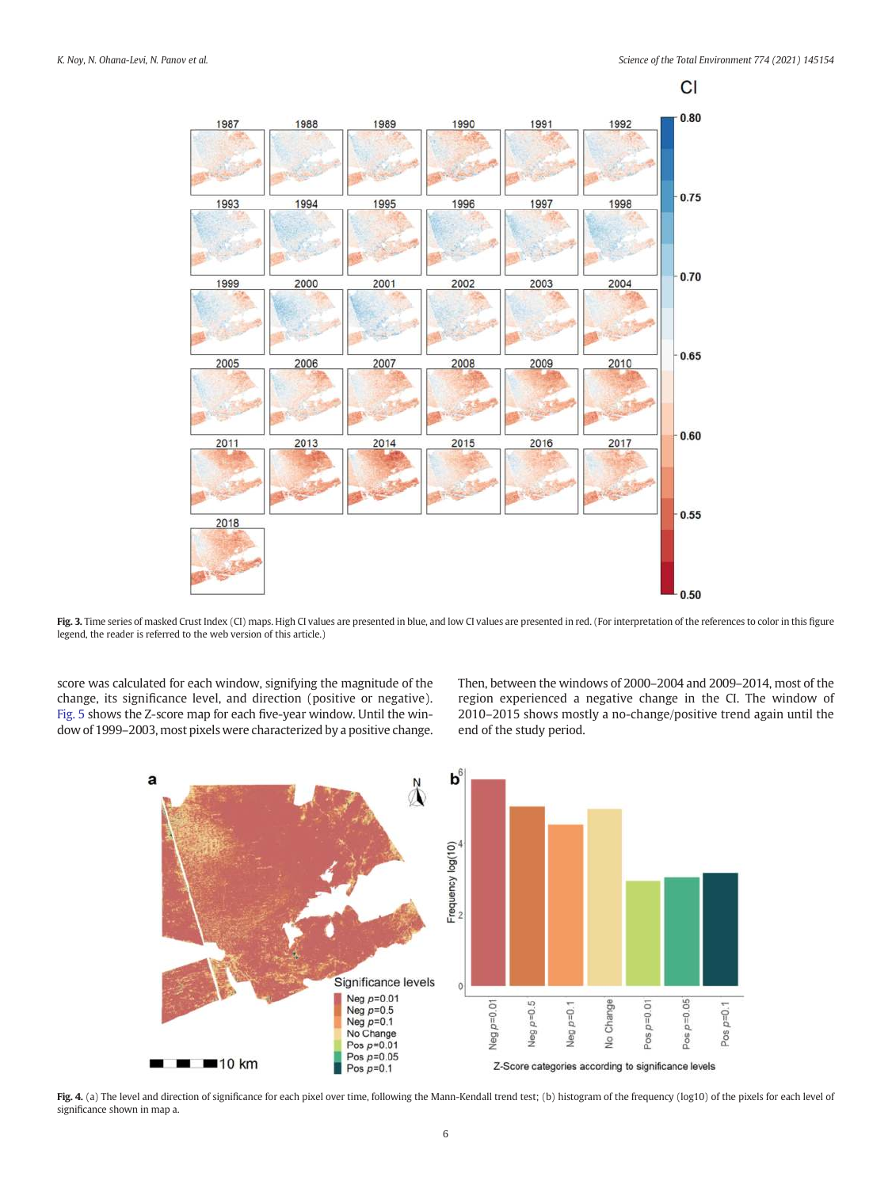Fig. 3. Time series of masked Crust Index (CI) maps. High CI values are presented in blue, and low CI values are presented in red. (For interpretation of the references to color in this figure legend, the reader is referred to the web version of this article.)

score was calculated for each window, signifying the magnitude of the change, its significance level, and direction (positive or negative). Fig. 5 shows the Z-score map for each five-year window. Until the window of 1999–2003, most pixels were characterized by a positive change. Then, between the windows of 2000–2004 and 2009–2014, most of the region experienced a negative change in the CI. The window of 2010–2015 shows mostly a no-change/positive trend again until the end of the study period.

Fig. 4. (a) The level and direction of significance for each pixel over time, following the Mann-Kendall trend test; (b) histogram of the frequency (log10) of the pixels for each level of significance shown in map a.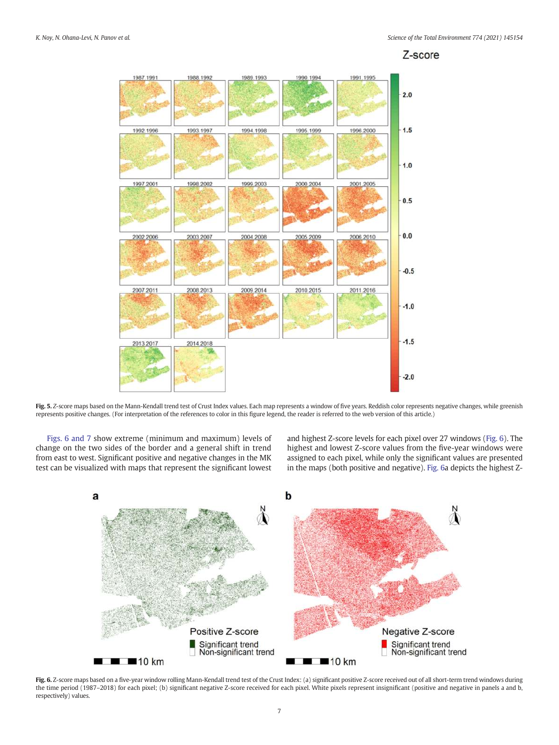**Fig. 5.** *Z*-score maps based on the Mann-Kendall trend test of Crust Index values. Each map represents a window of five years. Reddish color represents negative changes, while greenish represents positive changes. (For interpretation of the references to color in this figure legend, the reader is referred to the web version of this article.)

Figs. 6 and 7 show extreme (minimum and maximum) levels of change on the two sides of the border and a general shift in trend from east to west. Significant positive and negative changes in the MK test can be visualized with maps that represent the significant lowest and highest Z-score levels for each pixel over 27 windows (Fig. 6). The highest and lowest Z-score values from the five-year windows were assigned to each pixel, while only the significant values are presented in the maps (both positive and negative). Fig. 6a depicts the highest Z-

**Fig. 6.** Z-score maps based on a five-year window rolling Mann-Kendall trend test of the Crust Index: (a) significant positive Z-score received out of all short-term trend windows during the time period (1987–2018) for each pixel; (b) significant negative Z-score received for each pixel. White pixels represent insignificant (positive and negative in panels a and b, respectively) values.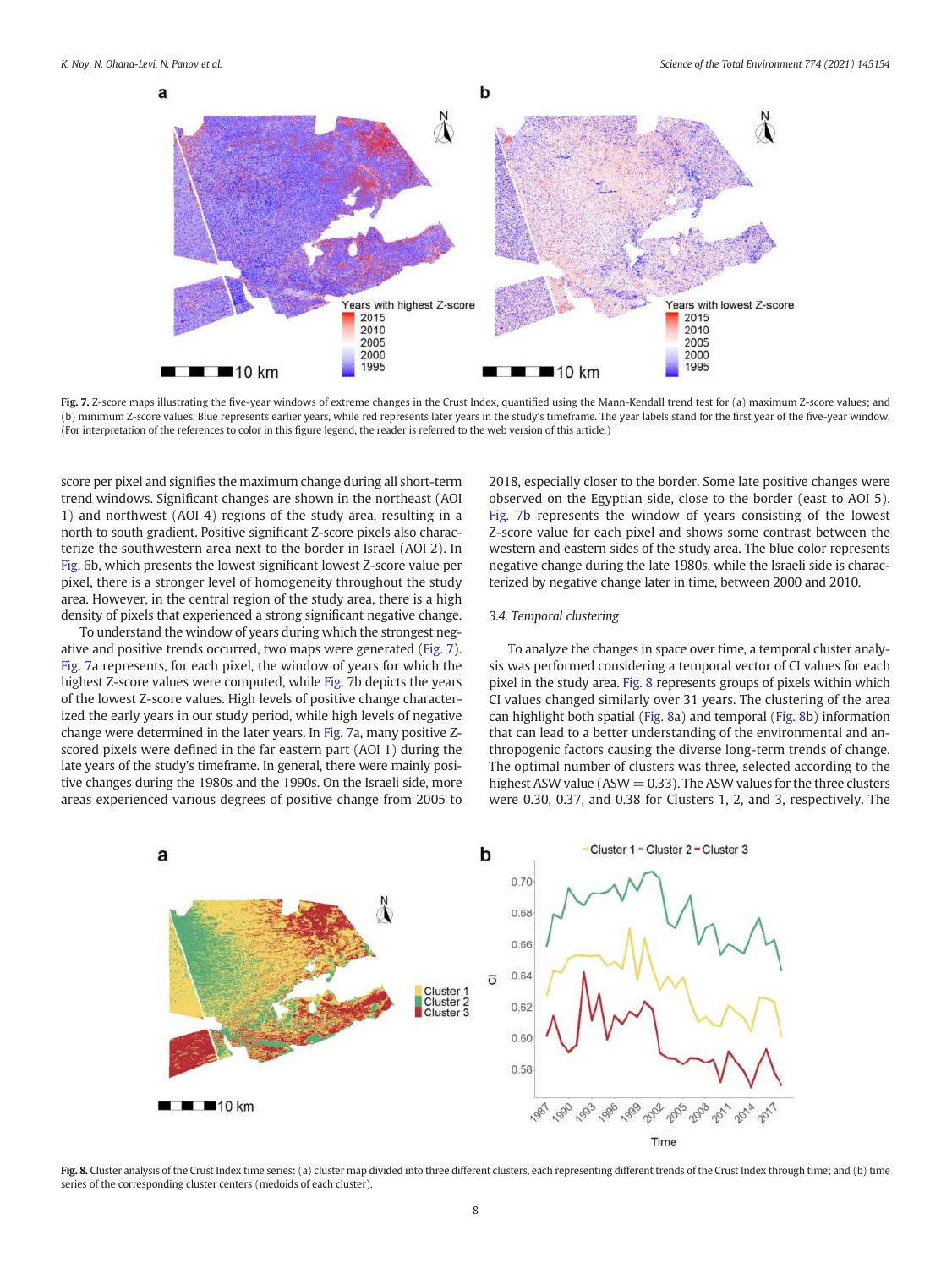Fig. 7. Z-score maps illustrating the five-year windows of extreme changes in the Crust Index, quantified using the Mann-Kendall trend test for (a) maximum Z-score values; and (b) minimum Z-score values. Blue represents earlier years, while red represents later years in the study's timeframe. The year labels stand for the first year of the five-year window. (For interpretation of the references to color in this figure legend, the reader is referred to the web version of this article.)

score per pixel and signifies the maximum change during all short-term trend windows. Significant changes are shown in the northeast (AOI 1) and northwest (AOI 4) regions of the study area, resulting in a north to south gradient. Positive significant Z-score pixels also characterize the southwestern area next to the border in Israel (AOI 2). In Fig. 6b, which presents the lowest significant lowest Z-score value per pixel, there is a stronger level of homogeneity throughout the study area. However, in the central region of the study area, there is a high density of pixels that experienced a strong significant negative change.

To understand the window of years during which the strongest negative and positive trends occurred, two maps were generated (Fig. 7). Fig. 7a represents, for each pixel, the window of years for which the highest Z-score values were computed, while Fig. 7b depicts the years of the lowest Z-score values. High levels of positive change characterized the early years in our study period, while high levels of negative change were determined in the later years. In Fig. 7a, many positive Z-scored pixels were defined in the far eastern part (AOI 1) during the late years of the study's timeframe. In general, there were mainly positive changes during the 1980s and the 1990s. On the Israeli side, more areas experienced various degrees of positive change from 2005 to 2018, especially closer to the border. Some late positive changes were observed on the Egyptian side, close to the border (east to AOI 5). Fig. 7b represents the window of years consisting of the lowest Z-score value for each pixel and shows some contrast between the western and eastern sides of the study area. The blue color represents negative change during the late 1980s, while the Israeli side is characterized by negative change later in time, between 2000 and 2010.

### 3.4. Temporal clustering

To analyze the changes in space over time, a temporal cluster analysis was performed considering a temporal vector of CI values for each pixel in the study area. Fig. 8 represents groups of pixels within which CI values changed similarly over 31 years. The clustering of the area can highlight both spatial (Fig. 8a) and temporal (Fig. 8b) information that can lead to a better understanding of the environmental and anthropogenic factors causing the diverse long-term trends of change. The optimal number of clusters was three, selected according to the highest ASW value (ASW = 0.33). The ASW values for the three clusters were 0.30, 0.37, and 0.38 for Clusters 1, 2, and 3, respectively. The

Fig. 8. Cluster analysis of the Crust Index time series: (a) cluster map divided into three different clusters, each representing different trends of the Crust Index through time; and (b) time series of the corresponding cluster centers (medoids of each cluster).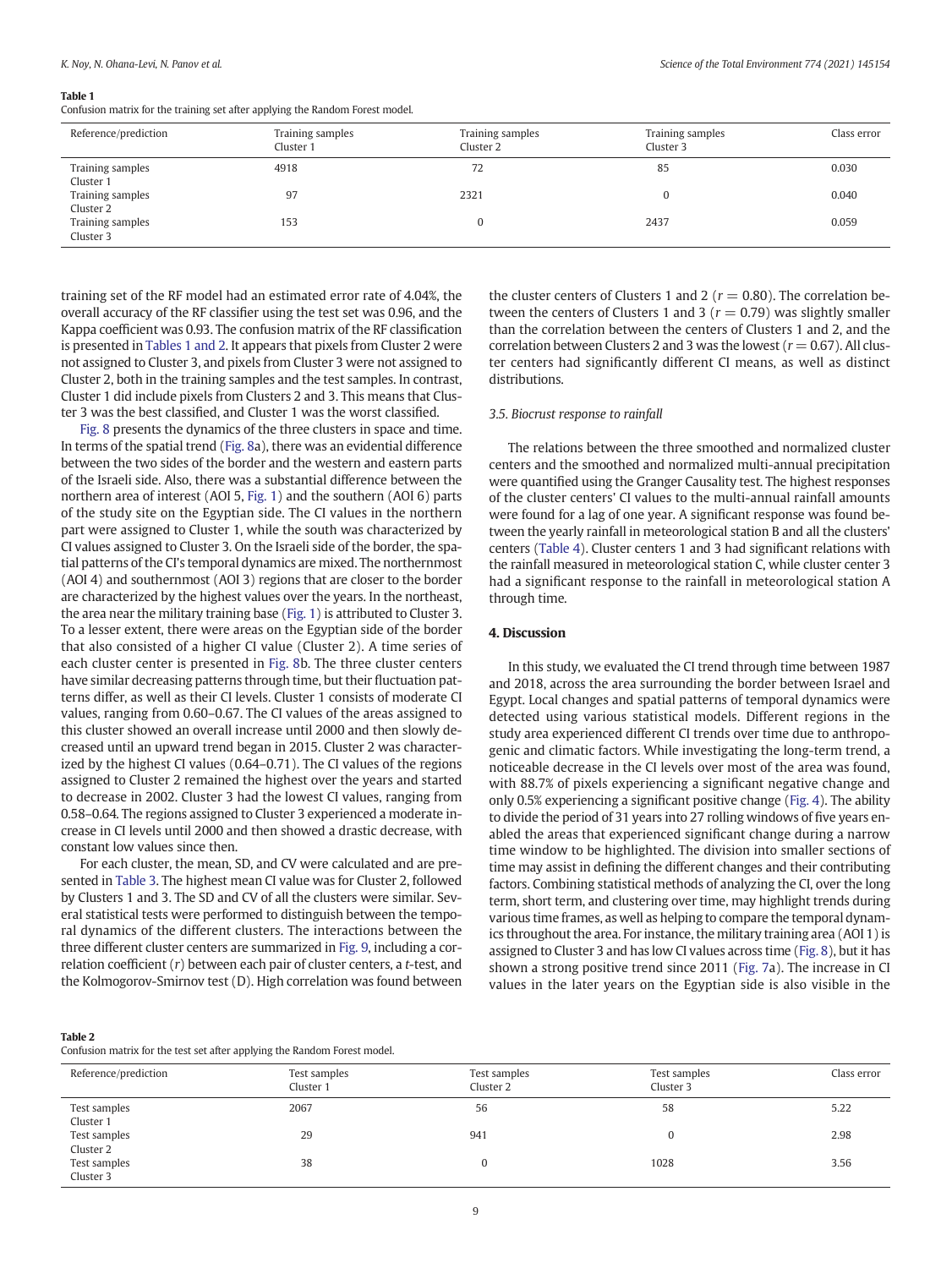**Table 1**
Confusion matrix for the training set after applying the Random Forest model.

| Reference/prediction | Training samples Cluster 1 | Training samples Cluster 2 | Training samples Cluster 3 | Class error |
|---|---|---|---|---|
| Training samples Cluster 1 | 4918 | 72 | 85 | 0.030 |
| Training samples Cluster 2 | 97 | 2321 | 0 | 0.040 |
| Training samples Cluster 3 | 153 | 0 | 2437 | 0.059 |

training set of the RF model had an estimated error rate of 4.04%, the overall accuracy of the RF classifier using the test set was 0.96, and the Kappa coefficient was 0.93. The confusion matrix of the RF classification is presented in Tables 1 and 2. It appears that pixels from Cluster 2 were not assigned to Cluster 3, and pixels from Cluster 3 were not assigned to Cluster 2, both in the training samples and the test samples. In contrast, Cluster 1 did include pixels from Clusters 2 and 3. This means that Cluster 3 was the best classified, and Cluster 1 was the worst classified.

Fig. 8 presents the dynamics of the three clusters in space and time. In terms of the spatial trend (Fig. 8a), there was an evidential difference between the two sides of the border and the western and eastern parts of the Israeli side. Also, there was a substantial difference between the northern area of interest (AOI 5, Fig. 1) and the southern (AOI 6) parts of the study site on the Egyptian side. The CI values in the northern part were assigned to Cluster 1, while the south was characterized by CI values assigned to Cluster 3. On the Israeli side of the border, the spatial patterns of the CI's temporal dynamics are mixed. The northernmost (AOI 4) and southernmost (AOI 3) regions that are closer to the border are characterized by the highest values over the years. In the northeast, the area near the military training base (Fig. 1) is attributed to Cluster 3. To a lesser extent, there were areas on the Egyptian side of the border that also consisted of a higher CI value (Cluster 2). A time series of each cluster center is presented in Fig. 8b. The three cluster centers have similar decreasing patterns through time, but their fluctuation patterns differ, as well as their CI levels. Cluster 1 consists of moderate CI values, ranging from 0.60–0.67. The CI values of the areas assigned to this cluster showed an overall increase until 2000 and then slowly decreased until an upward trend began in 2015. Cluster 2 was characterized by the highest CI values (0.64–0.71). The CI values of the regions assigned to Cluster 2 remained the highest over the years and started to decrease in 2002. Cluster 3 had the lowest CI values, ranging from 0.58–0.64. The regions assigned to Cluster 3 experienced a moderate increase in CI levels until 2000 and then showed a drastic decrease, with constant low values since then.

For each cluster, the mean, SD, and CV were calculated and are presented in Table 3. The highest mean CI value was for Cluster 2, followed by Clusters 1 and 3. The SD and CV of all the clusters were similar. Several statistical tests were performed to distinguish between the temporal dynamics of the different clusters. The interactions between the three different cluster centers are summarized in Fig. 9, including a correlation coefficient ($r$) between each pair of cluster centers, a $t$-test, and the Kolmogorov-Smirnov test (D). High correlation was found between the cluster centers of Clusters 1 and 2 ($r = 0.80$). The correlation between the centers of Clusters 1 and 3 ($r = 0.79$) was slightly smaller than the correlation between the centers of Clusters 1 and 2, and the correlation between Clusters 2 and 3 was the lowest ($r = 0.67$). All cluster centers had significantly different CI means, as well as distinct distributions.

### 3.5. Biocrust response to rainfall

The relations between the three smoothed and normalized cluster centers and the smoothed and normalized multi-annual precipitation were quantified using the Granger Causality test. The highest responses of the cluster centers' CI values to the multi-annual rainfall amounts were found for a lag of one year. A significant response was found between the yearly rainfall in meteorological station B and all the clusters' centers (Table 4). Cluster centers 1 and 3 had significant relations with the rainfall measured in meteorological station C, while cluster center 3 had a significant response to the rainfall in meteorological station A through time.

## 4. Discussion

In this study, we evaluated the CI trend through time between 1987 and 2018, across the area surrounding the border between Israel and Egypt. Local changes and spatial patterns of temporal dynamics were detected using various statistical models. Different regions in the study area experienced different CI trends over time due to anthropogenic and climatic factors. While investigating the long-term trend, a noticeable decrease in the CI levels over most of the area was found, with 88.7% of pixels experiencing a significant negative change and only 0.5% experiencing a significant positive change (Fig. 4). The ability to divide the period of 31 years into 27 rolling windows of five years enabled the areas that experienced significant change during a narrow time window to be highlighted. The division into smaller sections of time may assist in defining the different changes and their contributing factors. Combining statistical methods of analyzing the CI, over the long term, short term, and clustering over time, may highlight trends during various time frames, as well as helping to compare the temporal dynamics throughout the area. For instance, the military training area (AOI 1) is assigned to Cluster 3 and has low CI values across time (Fig. 8), but it has shown a strong positive trend since 2011 (Fig. 7a). The increase in CI values in the later years on the Egyptian side is also visible in the

**Table 2**
Confusion matrix for the test set after applying the Random Forest model.

| Reference/prediction | Test samples Cluster 1 | Test samples Cluster 2 | Test samples Cluster 3 | Class error |
|---|---|---|---|---|
| Test samples Cluster 1 | 2067 | 56 | 58 | 5.22 |
| Test samples Cluster 2 | 29 | 941 | 0 | 2.98 |
| Test samples Cluster 3 | 38 | 0 | 1028 | 3.56 |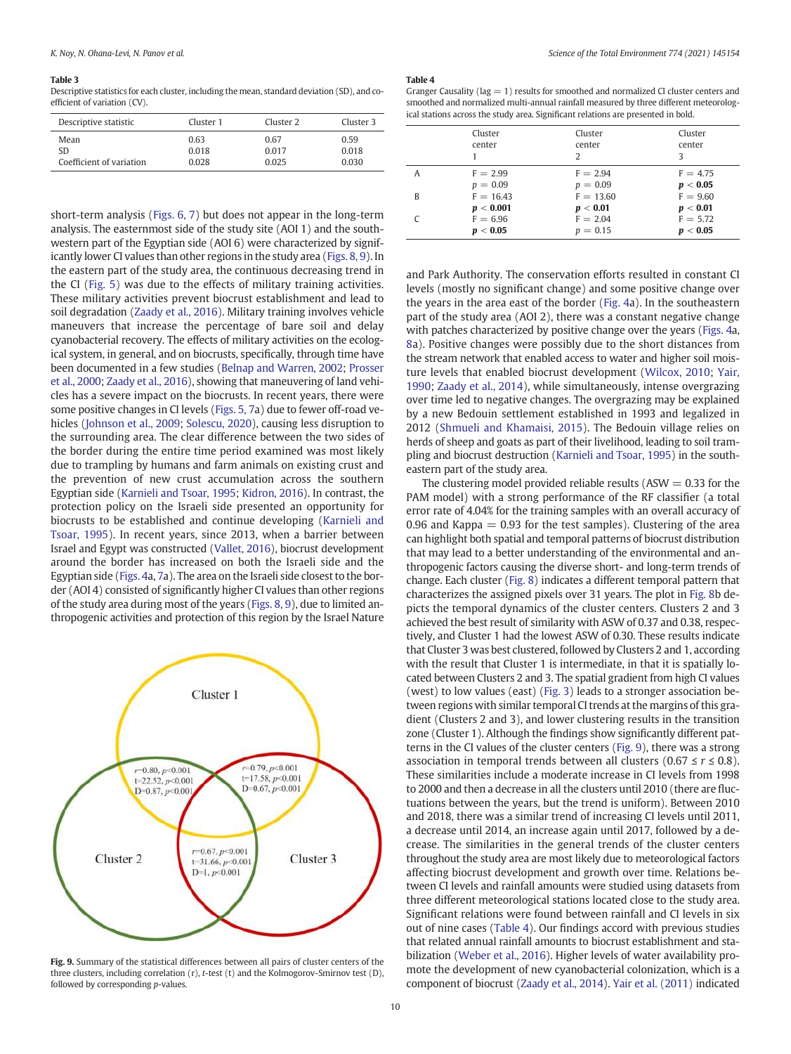**Table 3**
Descriptive statistics for each cluster, including the mean, standard deviation (SD), and coefficient of variation (CV).

| Descriptive statistic | Cluster 1 | Cluster 2 | Cluster 3 |
|---|---|---|---|
| Mean | 0.63 | 0.67 | 0.59 |
| SD | 0.018 | 0.017 | 0.018 |
| Coefficient of variation | 0.028 | 0.025 | 0.030 |

short-term analysis (Figs. 6, 7) but does not appear in the long-term analysis. The easternmost side of the study site (AOI 1) and the southwestern part of the Egyptian side (AOI 6) were characterized by significantly lower CI values than other regions in the study area (Figs. 8, 9). In the eastern part of the study area, the continuous decreasing trend in the CI (Fig. 5) was due to the effects of military training activities. These military activities prevent biocrust establishment and lead to soil degradation (Zaady et al., 2016). Military training involves vehicle maneuvers that increase the percentage of bare soil and delay cyanobacterial recovery. The effects of military activities on the ecological system, in general, and on biocrusts, specifically, through time have been documented in a few studies (Belnap and Warren, 2002; Prosser et al., 2000; Zaady et al., 2016), showing that maneuvering of land vehicles has a severe impact on the biocrusts. In recent years, there were some positive changes in CI levels (Figs. 5, 7a) due to fewer off-road vehicles (Johnson et al., 2009; Solescu, 2020), causing less disruption to the surrounding area. The clear difference between the two sides of the border during the entire time period examined was most likely due to trampling by humans and farm animals on existing crust and the prevention of new crust accumulation across the southern Egyptian side (Karnieli and Tsoar, 1995; Kidron, 2016). In contrast, the protection policy on the Israeli side presented an opportunity for biocrusts to be established and continue developing (Karnieli and Tsoar, 1995). In recent years, since 2013, when a barrier between Israel and Egypt was constructed (Vallet, 2016), biocrust development around the border has increased on both the Israeli side and the Egyptian side (Figs. 4a, 7a). The area on the Israeli side closest to the border (AOI 4) consisted of significantly higher CI values than other regions of the study area during most of the years (Figs. 8, 9), due to limited anthropogenic activities and protection of this region by the Israel Nature and Park Authority. The conservation efforts resulted in constant CI levels (mostly no significant change) and some positive change over the years in the area east of the border (Fig. 4a). In the southeastern part of the study area (AOI 2), there was a constant negative change with patches characterized by positive change over the years (Figs. 4a, 8a). Positive changes were possibly due to the short distances from the stream network that enabled access to water and higher soil moisture levels that enabled biocrust development (Wilcox, 2010; Yair, 1990; Zaady et al., 2014), while simultaneously, intense overgrazing over time led to negative changes. The overgrazing may be explained by a new Bedouin settlement established in 1993 and legalized in 2012 (Shmueli and Khamaisi, 2015). The Bedouin village relies on herds of sheep and goats as part of their livelihood, leading to soil trampling and biocrust destruction (Karnieli and Tsoar, 1995) in the southeastern part of the study area.

Fig. 9. Summary of the statistical differences between all pairs of cluster centers of the three clusters, including correlation (r), t-test (t) and the Kolmogorov-Smirnov test (D), followed by corresponding p-values.

**Table 4**
Granger Causality (lag = 1) results for smoothed and normalized CI cluster centers and smoothed and normalized multi-annual rainfall measured by three different meteorological stations across the study area. Significant relations are presented in bold.

| | Cluster center 1 | Cluster center 2 | Cluster center 3 |
|---|---|---|---|
| A | $F = 2.99$<br>$p = 0.09$ | $F = 2.94$<br>$p = 0.09$ | **$F = 4.75$**<br>**$p < 0.05$** |
| B | **$F = 16.43$**<br>**$p < 0.001$** | **$F = 13.60$**<br>**$p < 0.01$** | **$F = 9.60$**<br>**$p < 0.01$** |
| C | **$F = 6.96$**<br>**$p < 0.05$** | $F = 2.04$<br>$p = 0.15$ | **$F = 5.72$**<br>**$p < 0.05$** |

The clustering model provided reliable results (ASW = 0.33 for the PAM model) with a strong performance of the RF classifier (a total error rate of 4.04% for the training samples with an overall accuracy of 0.96 and Kappa = 0.93 for the test samples). Clustering of the area can highlight both spatial and temporal patterns of biocrust distribution that may lead to a better understanding of the environmental and anthropogenic factors causing the diverse short- and long-term trends of change. Each cluster (Fig. 8) indicates a different temporal pattern that characterizes the assigned pixels over 31 years. The plot in Fig. 8b depicts the temporal dynamics of the cluster centers. Clusters 2 and 3 achieved the best result of similarity with ASW of 0.37 and 0.38, respectively, and Cluster 1 had the lowest ASW of 0.30. These results indicate that Cluster 3 was best clustered, followed by Clusters 2 and 1, according with the result that Cluster 1 is intermediate, in that it is spatially located between Clusters 2 and 3. The spatial gradient from high CI values (west) to low values (east) (Fig. 3) leads to a stronger association between regions with similar temporal CI trends at the margins of this gradient (Clusters 2 and 3), and lower clustering results in the transition zone (Cluster 1). Although the findings show significantly different patterns in the CI values of the cluster centers (Fig. 9), there was a strong association in temporal trends between all clusters ($0.67 \le r \le 0.8$). These similarities include a moderate increase in CI levels from 1998 to 2000 and then a decrease in all the clusters until 2010 (there are fluctuations between the years, but the trend is uniform). Between 2010 and 2018, there was a similar trend of increasing CI levels until 2011, a decrease until 2014, an increase again until 2017, followed by a decrease. The similarities in the general trends of the cluster centers throughout the study area are most likely due to meteorological factors affecting biocrust development and growth over time. Relations between CI levels and rainfall amounts were studied using datasets from three different meteorological stations located close to the study area. Significant relations were found between rainfall and CI levels in six out of nine cases (Table 4). Our findings accord with previous studies that related annual rainfall amounts to biocrust establishment and stabilization (Weber et al., 2016). Higher levels of water availability promote the development of new cyanobacterial colonization, which is a component of biocrust (Zaady et al., 2014). Yair et al. (2011) indicated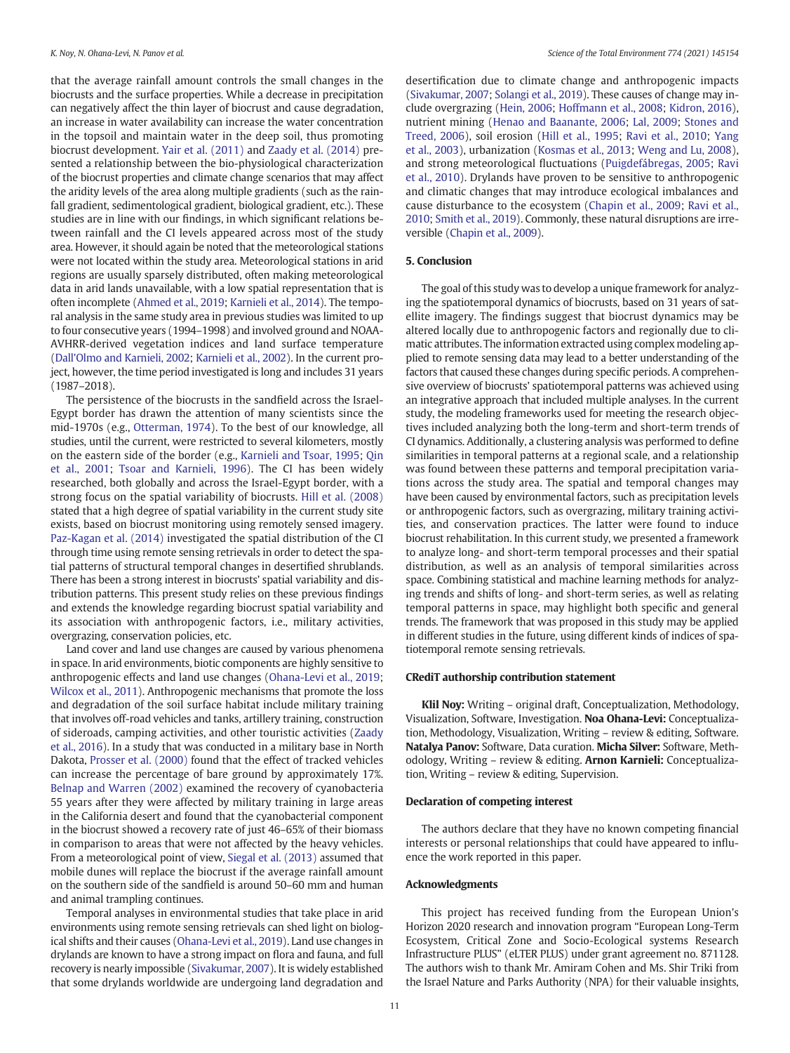that the average rainfall amount controls the small changes in the biocrusts and the surface properties. While a decrease in precipitation can negatively affect the thin layer of biocrust and cause degradation, an increase in water availability can increase the water concentration in the topsoil and maintain water in the deep soil, thus promoting biocrust development. Yair et al. (2011) and Zaady et al. (2014) presented a relationship between the bio-physiological characterization of the biocrust properties and climate change scenarios that may affect the aridity levels of the area along multiple gradients (such as the rainfall gradient, sedimentological gradient, biological gradient, etc.). These studies are in line with our findings, in which significant relations between rainfall and the CI levels appeared across most of the study area. However, it should again be noted that the meteorological stations were not located within the study area. Meteorological stations in arid regions are usually sparsely distributed, often making meteorological data in arid lands unavailable, with a low spatial representation that is often incomplete (Ahmed et al., 2019; Karnieli et al., 2014). The temporal analysis in the same study area in previous studies was limited to up to four consecutive years (1994–1998) and involved ground and NOAA-AVHRR-derived vegetation indices and land surface temperature (Dall'Olmo and Karnieli, 2002; Karnieli et al., 2002). In the current project, however, the time period investigated is long and includes 31 years (1987–2018).

The persistence of the biocrusts in the sandfield across the Israel-Egypt border has drawn the attention of many scientists since the mid-1970s (e.g., Otterman, 1974). To the best of our knowledge, all studies, until the current, were restricted to several kilometers, mostly on the eastern side of the border (e.g., Karnieli and Tsoar, 1995; Qin et al., 2001; Tsoar and Karnieli, 1996). The CI has been widely researched, both globally and across the Israel-Egypt border, with a strong focus on the spatial variability of biocrusts. Hill et al. (2008) stated that a high degree of spatial variability in the current study site exists, based on biocrust monitoring using remotely sensed imagery. Paz-Kagan et al. (2014) investigated the spatial distribution of the CI through time using remote sensing retrievals in order to detect the spatial patterns of structural temporal changes in desertified shrublands. There has been a strong interest in biocrusts' spatial variability and distribution patterns. This present study relies on these previous findings and extends the knowledge regarding biocrust spatial variability and its association with anthropogenic factors, i.e., military activities, overgrazing, conservation policies, etc.

Land cover and land use changes are caused by various phenomena in space. In arid environments, biotic components are highly sensitive to anthropogenic effects and land use changes (Ohana-Levi et al., 2019; Wilcox et al., 2011). Anthropogenic mechanisms that promote the loss and degradation of the soil surface habitat include military training that involves off-road vehicles and tanks, artillery training, construction of sideroads, camping activities, and other touristic activities (Zaady et al., 2016). In a study that was conducted in a military base in North Dakota, Prosser et al. (2000) found that the effect of tracked vehicles can increase the percentage of bare ground by approximately 17%. Belnap and Warren (2002) examined the recovery of cyanobacteria 55 years after they were affected by military training in large areas in the California desert and found that the cyanobacterial component in the biocrust showed a recovery rate of just 46–65% of their biomass in comparison to areas that were not affected by the heavy vehicles. From a meteorological point of view, Siegal et al. (2013) assumed that mobile dunes will replace the biocrust if the average rainfall amount on the southern side of the sandfield is around 50–60 mm and human and animal trampling continues.

Temporal analyses in environmental studies that take place in arid environments using remote sensing retrievals can shed light on biological shifts and their causes (Ohana-Levi et al., 2019). Land use changes in drylands are known to have a strong impact on flora and fauna, and full recovery is nearly impossible (Sivakumar, 2007). It is widely established that some drylands worldwide are undergoing land degradation and desertification due to climate change and anthropogenic impacts (Sivakumar, 2007; Solangi et al., 2019). These causes of change may include overgrazing (Hein, 2006; Hoffmann et al., 2008; Kidron, 2016), nutrient mining (Henao and Baanante, 2006; Lal, 2009; Stones and Treed, 2006), soil erosion (Hill et al., 1995; Ravi et al., 2010; Yang et al., 2003), urbanization (Kosmas et al., 2013; Weng and Lu, 2008), and strong meteorological fluctuations (Puigdefábregas, 2005; Ravi et al., 2010). Drylands have proven to be sensitive to anthropogenic and climatic changes that may introduce ecological imbalances and cause disturbance to the ecosystem (Chapin et al., 2009; Ravi et al., 2010; Smith et al., 2019). Commonly, these natural disruptions are irreversible (Chapin et al., 2009).

## 5. Conclusion

The goal of this study was to develop a unique framework for analyzing the spatiotemporal dynamics of biocrusts, based on 31 years of satellite imagery. The findings suggest that biocrust dynamics may be altered locally due to anthropogenic factors and regionally due to climatic attributes. The information extracted using complex modeling applied to remote sensing data may lead to a better understanding of the factors that caused these changes during specific periods. A comprehensive overview of biocrusts' spatiotemporal patterns was achieved using an integrative approach that included multiple analyses. In the current study, the modeling frameworks used for meeting the research objectives included analyzing both the long-term and short-term trends of CI dynamics. Additionally, a clustering analysis was performed to define similarities in temporal patterns at a regional scale, and a relationship was found between these patterns and temporal precipitation variations across the study area. The spatial and temporal changes may have been caused by environmental factors, such as precipitation levels or anthropogenic factors, such as overgrazing, military training activities, and conservation practices. The latter were found to induce biocrust rehabilitation. In this current study, we presented a framework to analyze long- and short-term temporal processes and their spatial distribution, as well as an analysis of temporal similarities across space. Combining statistical and machine learning methods for analyzing trends and shifts of long- and short-term series, as well as relating temporal patterns in space, may highlight both specific and general trends. The framework that was proposed in this study may be applied in different studies in the future, using different kinds of indices of spatiotemporal remote sensing retrievals.

## CRediT authorship contribution statement

**Klil Noy:** Writing – original draft, Conceptualization, Methodology, Visualization, Software, Investigation. **Noa Ohana-Levi:** Conceptualization, Methodology, Visualization, Writing – review & editing, Software. **Natalya Panov:** Software, Data curation. **Micha Silver:** Software, Methodology, Writing – review & editing. **Arnon Karnieli:** Conceptualization, Writing – review & editing, Supervision.

## Declaration of competing interest

The authors declare that they have no known competing financial interests or personal relationships that could have appeared to influence the work reported in this paper.

## Acknowledgments

This project has received funding from the European Union's Horizon 2020 research and innovation program "European Long-Term Ecosystem, Critical Zone and Socio-Ecological systems Research Infrastructure PLUS" (eLTER PLUS) under grant agreement no. 871128. The authors wish to thank Mr. Amiram Cohen and Ms. Shir Triki from the Israel Nature and Parks Authority (NPA) for their valuable insights,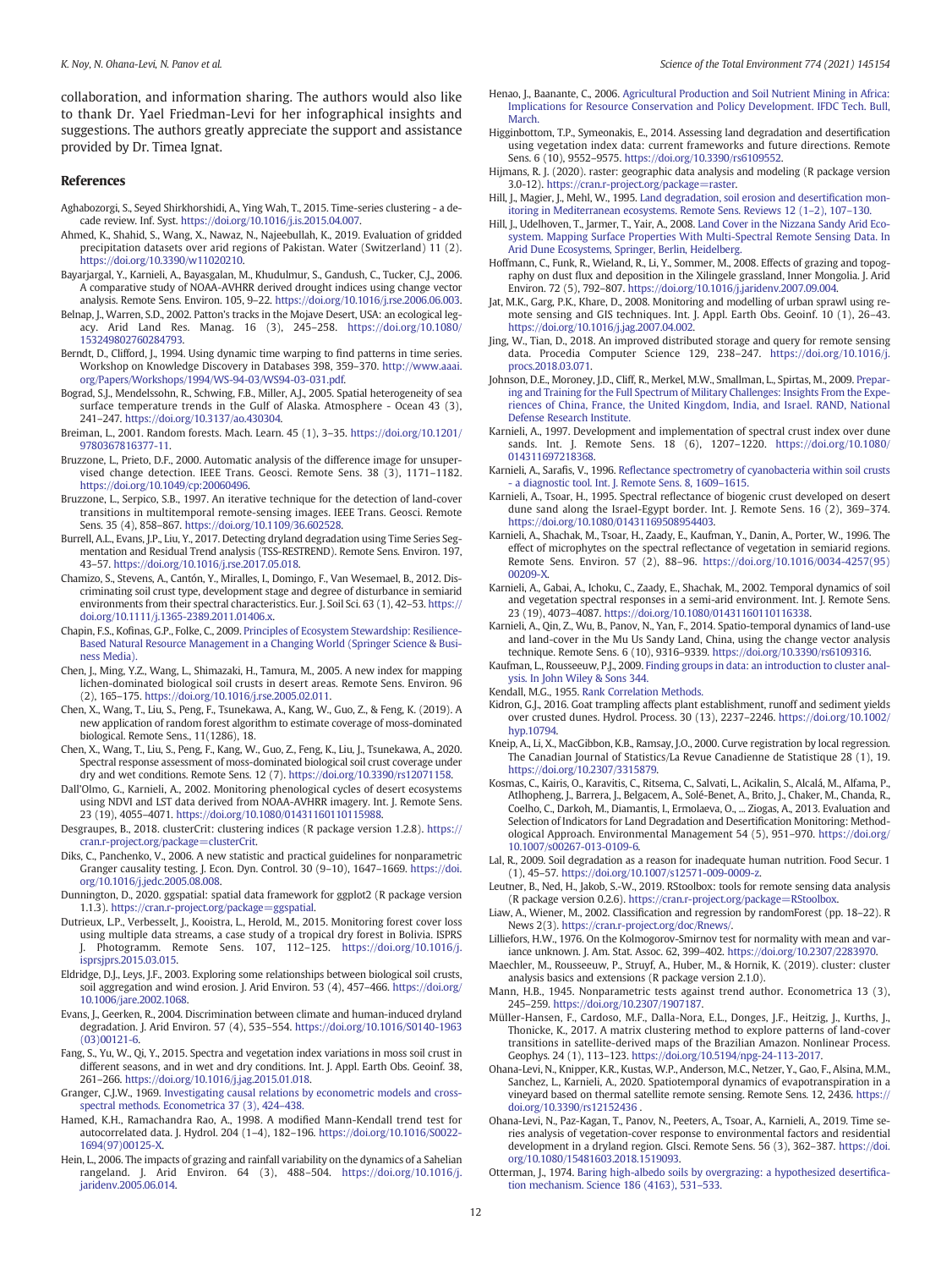collaboration, and information sharing. The authors would also like to thank Dr. Yael Friedman-Levi for her infographical insights and suggestions. The authors greatly appreciate the support and assistance provided by Dr. Timea Ignat.

## References

Aghabozorgi, S., Seyed Shirkhorshidi, A., Ying Wah, T., 2015. Time-series clustering - a decade review. Inf. Syst. https://doi.org/10.1016/j.is.2015.04.007.

Ahmed, K., Shahid, S., Wang, X., Nawaz, N., Najeebullah, K., 2019. Evaluation of gridded precipitation datasets over arid regions of Pakistan. Water (Switzerland) 11 (2). https://doi.org/10.3390/w11020210.

Bayarjargal, Y., Karnieli, A., Bayasgalan, M., Khudulmur, S., Gandush, C., Tucker, C.J., 2006. A comparative study of NOAA-AVHRR derived drought indices using change vector analysis. Remote Sens. Environ. 105, 9–22. https://doi.org/10.1016/j.rse.2006.06.003.

Belnap, J., Warren, S.D., 2002. Patton's tracks in the Mojave Desert, USA: an ecological legacy. Arid Land Res. Manag. 16 (3), 245–258. https://doi.org/10.1080/153249802760284793.

Berndt, D., Clifford, J., 1994. Using dynamic time warping to find patterns in time series. Workshop on Knowledge Discovery in Databases 398, 359–370. http://www.aaai.org/Papers/Workshops/1994/WS-94-03/WS94-03-031.pdf.

Bograd, S.J., Mendelssohn, R., Schwing, F.B., Miller, A.J., 2005. Spatial heterogeneity of sea surface temperature trends in the Gulf of Alaska. Atmosphere - Ocean 43 (3), 241–247. https://doi.org/10.3137/ao.430304.

Breiman, L., 2001. Random forests. Mach. Learn. 45 (1), 3–35. https://doi.org/10.1201/9780367816377-11.

Bruzzone, L., Prieto, D.F., 2000. Automatic analysis of the difference image for unsupervised change detection. IEEE Trans. Geosci. Remote Sens. 38 (3), 1171–1182. https://doi.org/10.1049/cp:20060496.

Bruzzone, L., Serpico, S.B., 1997. An iterative technique for the detection of land-cover transitions in multitemporal remote-sensing images. IEEE Trans. Geosci. Remote Sens. 35 (4), 858–867. https://doi.org/10.1109/36.602528.

Burrell, A.L., Evans, J.P., Liu, Y., 2017. Detecting dryland degradation using Time Series Segmentation and Residual Trend analysis (TSS-RESTREND). Remote Sens. Environ. 197, 43–57. https://doi.org/10.1016/j.rse.2017.05.018.

Chamizo, S., Stevens, A., Cantón, Y., Miralles, I., Domingo, F., Van Wesemael, B., 2012. Discriminating soil crust type, development stage and degree of disturbance in semiarid environments from their spectral characteristics. Eur. J. Soil Sci. 63 (1), 42–53. https://doi.org/10.1111/j.1365-2389.2011.01406.x.

Chapin, F.S., Kofinas, G.P., Folke, C., 2009. Principles of Ecosystem Stewardship: Resilience-Based Natural Resource Management in a Changing World (Springer Science & Business Media).

Chen, J., Ming, Y.Z., Wang, L., Shimazaki, H., Tamura, M., 2005. A new index for mapping lichen-dominated biological soil crusts in desert areas. Remote Sens. Environ. 96 (2), 165–175. https://doi.org/10.1016/j.rse.2005.02.011.

Chen, X., Wang, T., Liu, S., Peng, F., Tsunekawa, A., Kang, W., Guo, Z., & Feng, K. (2019). A new application of random forest algorithm to estimate coverage of moss-dominated biological. Remote Sens., 11(1286), 18.

Chen, X., Wang, T., Liu, S., Peng, F., Kang, W., Guo, Z., Feng, K., Liu, J., Tsunekawa, A., 2020. Spectral response assessment of moss-dominated biological soil crust coverage under dry and wet conditions. Remote Sens. 12 (7). https://doi.org/10.3390/rs12071158.

Dall'Olmo, G., Karnieli, A., 2002. Monitoring phenological cycles of desert ecosystems using NDVI and LST data derived from NOAA-AVHRR imagery. Int. J. Remote Sens. 23 (19), 4055–4071. https://doi.org/10.1080/01431160110115988.

Desgraupes, B., 2018. clusterCrit: clustering indices (R package version 1.2.8). https://cran.r-project.org/package=clusterCrit.

Diks, C., Panchenko, V., 2006. A new statistic and practical guidelines for nonparametric Granger causality testing. J. Econ. Dyn. Control. 30 (9–10), 1647–1669. https://doi.org/10.1016/j.jedc.2005.08.008.

Dunnington, D., 2020. ggspatial: spatial data framework for ggplot2 (R package version 1.1.3). https://cran.r-project.org/package=ggspatial.

Dutrieux, L.P., Verbesselt, J., Kooistra, L., Herold, M., 2015. Monitoring forest cover loss using multiple data streams, a case study of a tropical dry forest in Bolivia. ISPRS J. Photogramm. Remote Sens. 107, 112–125. https://doi.org/10.1016/j.isprsjprs.2015.03.015.

Eldridge, D.J., Leys, J.F., 2003. Exploring some relationships between biological soil crusts, soil aggregation and wind erosion. J. Arid Environ. 53 (4), 457–466. https://doi.org/10.1006/jare.2002.1068.

Evans, J., Geerken, R., 2004. Discrimination between climate and human-induced dryland degradation. J. Arid Environ. 57 (4), 535–554. https://doi.org/10.1016/S0140-1963(03)00121-6.

Fang, S., Yu, W., Qi, Y., 2015. Spectra and vegetation index variations in moss soil crust in different seasons, and in wet and dry conditions. Int. J. Appl. Earth Obs. Geoinf. 38, 261–266. https://doi.org/10.1016/j.jag.2015.01.018.

Granger, C.J.W., 1969. Investigating causal relations by econometric models and cross-spectral methods. Econometrica 37 (3), 424–438.

Hamed, K.H., Ramachandra Rao, A., 1998. A modified Mann-Kendall trend test for autocorrelated data. J. Hydrol. 204 (1–4), 182–196. https://doi.org/10.1016/S0022-1694(97)00125-X.

Hein, L., 2006. The impacts of grazing and rainfall variability on the dynamics of a Sahelian rangeland. J. Arid Environ. 64 (3), 488–504. https://doi.org/10.1016/j.jaridenv.2005.06.014.

Henao, J., Baanante, C., 2006. Agricultural Production and Soil Nutrient Mining in Africa: Implications for Resource Conservation and Policy Development. IFDC Tech. Bull, March.

Higginbottom, T.P., Symeonakis, E., 2014. Assessing land degradation and desertification using vegetation index data: current frameworks and future directions. Remote Sens. 6 (10), 9552–9575. https://doi.org/10.3390/rs6109552.

Hijmans, R. J. (2020). raster: geographic data analysis and modeling (R package version 3.0-12). https://cran.r-project.org/package=raster.

Hill, J., Magier, J., Mehl, W., 1995. Land degradation, soil erosion and desertification monitoring in Mediterranean ecosystems. Remote Sens. Reviews 12 (1–2), 107–130.

Hill, J., Udelhoven, T., Jarmer, T., Yair, A., 2008. Land Cover in the Nizzana Sandy Arid Ecosystem. Mapping Surface Properties With Multi-Spectral Remote Sensing Data. In Arid Dune Ecosystems, Springer, Berlin, Heidelberg.

Hoffmann, C., Funk, R., Wieland, R., Li, Y., Sommer, M., 2008. Effects of grazing and topography on dust flux and deposition in the Xilingele grassland, Inner Mongolia. J. Arid Environ. 72 (5), 792–807. https://doi.org/10.1016/j.jaridenv.2007.09.004.

Jat, M.K., Garg, P.K., Khare, D., 2008. Monitoring and modelling of urban sprawl using remote sensing and GIS techniques. Int. J. Appl. Earth Obs. Geoinf. 10 (1), 26–43. https://doi.org/10.1016/j.jag.2007.04.002.

Jing, W., Tian, D., 2018. An improved distributed storage and query for remote sensing data. Procedia Computer Science 129, 238–247. https://doi.org/10.1016/j.procs.2018.03.071.

Johnson, D.E., Moroney, J.D., Cliff, R., Merkel, M.W., Smallman, L., Spirtas, M., 2009. Preparing and Training for the Full Spectrum of Military Challenges: Insights From the Experiences of China, France, the United Kingdom, India, and Israel. RAND, National Defense Research Institute.

Karnieli, A., 1997. Development and implementation of spectral crust index over dune sands. Int. J. Remote Sens. 18 (6), 1207–1220. https://doi.org/10.1080/014311697218368.

Karnieli, A., Sarafis, V., 1996. Reflectance spectrometry of cyanobacteria within soil crusts - a diagnostic tool. Int. J. Remote Sens. 8, 1609–1615.

Karnieli, A., Tsoar, H., 1995. Spectral reflectance of biogenic crust developed on desert dune sand along the Israel-Egypt border. Int. J. Remote Sens. 16 (2), 369–374. https://doi.org/10.1080/01431169508954403.

Karnieli, A., Shachak, M., Tsoar, H., Zaady, E., Kaufman, Y., Danin, A., Porter, W., 1996. The effect of microphytes on the spectral reflectance of vegetation in semiarid regions. Remote Sens. Environ. 57 (2), 88–96. https://doi.org/10.1016/0034-4257(95)00209-X.

Karnieli, A., Gabai, A., Ichoku, C., Zaady, E., Shachak, M., 2002. Temporal dynamics of soil and vegetation spectral responses in a semi-arid environment. Int. J. Remote Sens. 23 (19), 4073–4087. https://doi.org/10.1080/01431160110116338.

Karnieli, A., Qin, Z., Wu, B., Panov, N., Yan, F., 2014. Spatio-temporal dynamics of land-use and land-cover in the Mu Us Sandy Land, China, using the change vector analysis technique. Remote Sens. 6 (10), 9316–9339. https://doi.org/10.3390/rs6109316.

Kaufman, L., Rousseeuw, P.J., 2009. Finding groups in data: an introduction to cluster analysis. In John Wiley & Sons 344.

Kendall, M.G., 1955. Rank Correlation Methods.

Kidron, G.J., 2016. Goat trampling affects plant establishment, runoff and sediment yields over crusted dunes. Hydrol. Process. 30 (13), 2237–2246. https://doi.org/10.1002/hyp.10794.

Kneip, A., Li, X., MacGibbon, K.B., Ramsay, J.O., 2000. Curve registration by local regression. The Canadian Journal of Statistics/La Revue Canadienne de Statistique 28 (1), 19. https://doi.org/10.2307/3315879.

Kosmas, C., Kairis, O., Karavitis, C., Ritsema, C., Salvati, L., Acikalin, S., Alcalá, M., Alfama, P., Atlhopheng, J., Barrera, J., Belgacem, A., Solé-Benet, A., Brito, J., Chaker, M., Chanda, R., Coelho, C., Darkoh, M., Diamantis, I., Ermolaeva, O., ... Ziogas, A., 2013. Evaluation and Selection of Indicators for Land Degradation and Desertification Monitoring: Methodological Approach. Environmental Management 54 (5), 951–970. https://doi.org/10.1007/s00267-013-0109-6.

Lal, R., 2009. Soil degradation as a reason for inadequate human nutrition. Food Secur. 1 (1), 45–57. https://doi.org/10.1007/s12571-009-0009-z.

Leutner, B., Ned, H., Jakob, S.-W., 2019. RStoolbox: tools for remote sensing data analysis (R package version 0.2.6). https://cran.r-project.org/package=RStoolbox.

Liaw, A., Wiener, M., 2002. Classification and regression by randomForest (pp. 18–22). R News 2(3). https://cran.r-project.org/doc/Rnews/.

Lilliefors, H.W., 1976. On the Kolmogorov-Smirnov test for normality with mean and variance unknown. J. Am. Stat. Assoc. 62, 399–402. https://doi.org/10.2307/2283970.

Maechler, M., Rousseeuw, P., Struyf, A., Huber, M., & Hornik, K. (2019). cluster: cluster analysis basics and extensions (R package version 2.1.0).

Mann, H.B., 1945. Nonparametric tests against trend author. Econometrica 13 (3), 245–259. https://doi.org/10.2307/1907187.

Müller-Hansen, F., Cardoso, M.F., Dalla-Nora, E.L., Donges, J.F., Heitzig, J., Kurths, J., Thonicke, K., 2017. A matrix clustering method to explore patterns of land-cover transitions in satellite-derived maps of the Brazilian Amazon. Nonlinear Process. Geophys. 24 (1), 113–123. https://doi.org/10.5194/npg-24-113-2017.

Ohana-Levi, N., Knipper, K.R., Kustas, W.P., Anderson, M.C., Netzer, Y., Gao, F., Alsina, M.M., Sanchez, L., Karnieli, A., 2020. Spatiotemporal dynamics of evapotranspiration in a vineyard based on thermal satellite remote sensing. Remote Sens. 12, 2436. https://doi.org/10.3390/rs12152436 .

Ohana-Levi, N., Paz-Kagan, T., Panov, N., Peeters, A., Tsoar, A., Karnieli, A., 2019. Time series analysis of vegetation-cover response to environmental factors and residential development in a dryland region. GIsci. Remote Sens. 56 (3), 362–387. https://doi.org/10.1080/15481603.2018.1519093.

Otterman, J., 1974. Baring high-albedo soils by overgrazing: a hypothesized desertification mechanism. Science 186 (4163), 531–533.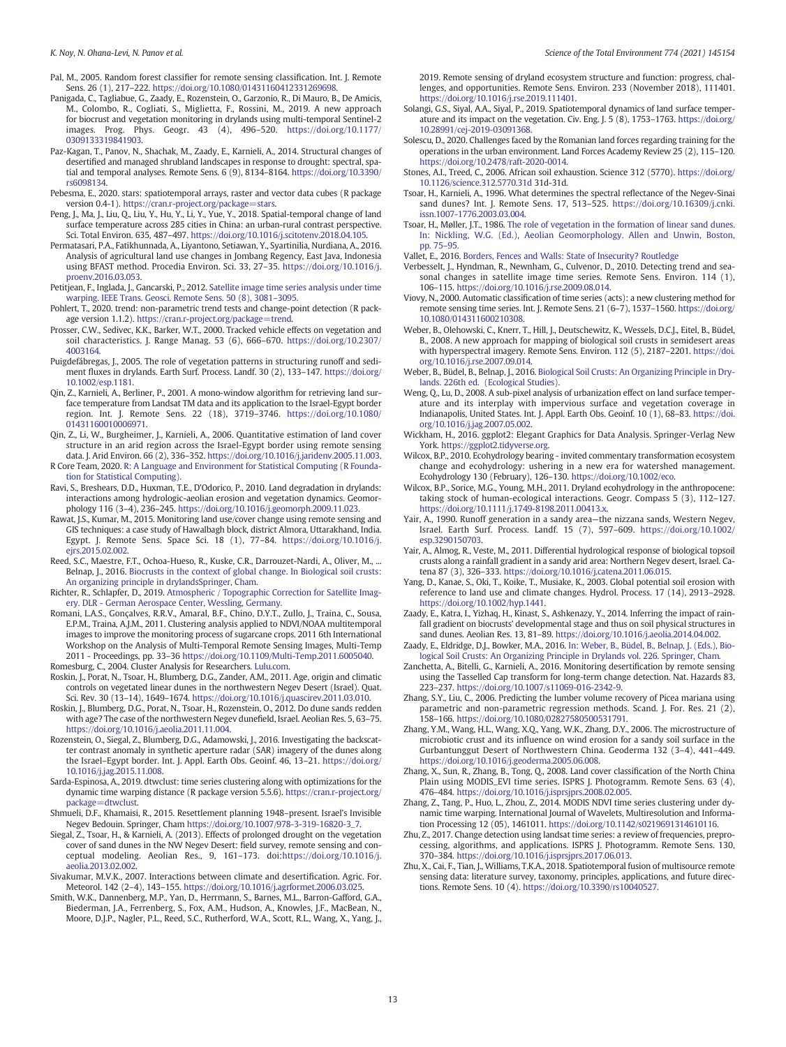Pal, M., 2005. Random forest classifier for remote sensing classification. Int. J. Remote Sens. 26 (1), 217–222. https://doi.org/10.1080/01431160412331269698.

Panigada, C., Tagliabue, G., Zaady, E., Rozenstein, O., Garzonio, R., Di Mauro, B., De Amicis, M., Colombo, R., Cogliati, S., Miglietta, F., Rossini, M., 2019. A new approach for biocrust and vegetation monitoring in drylands using multi-temporal Sentinel-2 images. Prog. Phys. Geogr. 43 (4), 496–520. https://doi.org/10.1177/0309133319841903.

Paz-Kagan, T., Panov, N., Shachak, M., Zaady, E., Karnieli, A., 2014. Structural changes of desertified and managed shrubland landscapes in response to drought: spectral, spatial and temporal analyses. Remote Sens. 6 (9), 8134–8164. https://doi.org/10.3390/rs6098134.

Pebesma, E., 2020. stars: spatiotemporal arrays, raster and vector data cubes (R package version 0.4-1). https://cran.r-project.org/package=stars.

Peng, J., Ma, J., Liu, Q., Liu, Y., Hu, Y., Li, Y., Yue, Y., 2018. Spatial-temporal change of land surface temperature across 285 cities in China: an urban-rural contrast perspective. Sci. Total Environ. 635, 487–497. https://doi.org/10.1016/j.scitotenv.2018.04.105.

Permatasari, P.A., Fatikhunnada, A., Liyantono, Setiawan, Y., Syartinilia, Nurdiana, A., 2016. Analysis of agricultural land use changes in Jombang Regency, East Java, Indonesia using BFAST method. Procedia Environ. Sci. 33, 27–35. https://doi.org/10.1016/j.proenv.2016.03.053.

Petitjean, F., Inglada, J., Gancarski, P., 2012. Satellite image time series analysis under time warping. IEEE Trans. Geosci. Remote Sens. 50 (8), 3081–3095.

Pohlert, T., 2020. trend: non-parametric trend tests and change-point detection (R package version 1.1.2). https://cran.r-project.org/package=trend.

Prosser, C.W., Sedivec, K.K., Barker, W.T., 2000. Tracked vehicle effects on vegetation and soil characteristics. J. Range Manag. 53 (6), 666–670. https://doi.org/10.2307/4003164.

Puigdefábregas, J., 2005. The role of vegetation patterns in structuring runoff and sediment fluxes in drylands. Earth Surf. Process. Landf. 30 (2), 133–147. https://doi.org/10.1002/esp.1181.

Qin, Z., Karnieli, A., Berliner, P., 2001. A mono-window algorithm for retrieving land surface temperature from Landsat TM data and its application to the Israel-Egypt border region. Int. J. Remote Sens. 22 (18), 3719–3746. https://doi.org/10.1080/01431160010006971.

Qin, Z., Li, W., Burgheimer, J., Karnieli, A., 2006. Quantitative estimation of land cover structure in an arid region across the Israel-Egypt border using remote sensing data. J. Arid Environ. 66 (2), 336–352. https://doi.org/10.1016/j.jaridenv.2005.11.003.

R Core Team, 2020. R: A Language and Environment for Statistical Computing (R Foundation for Statistical Computing).

Ravi, S., Breshears, D.D., Huxman, T.E., D'Odorico, P., 2010. Land degradation in drylands: interactions among hydrologic-aeolian erosion and vegetation dynamics. Geomorphology 116 (3–4), 236–245. https://doi.org/10.1016/j.geomorph.2009.11.023.

Rawat, J.S., Kumar, M., 2015. Monitoring land use/cover change using remote sensing and GIS techniques: a case study of Hawalbagh block, district Almora, Uttarakhand, India. Egypt. J. Remote Sens. Space Sci. 18 (1), 77–84. https://doi.org/10.1016/j.ejrs.2015.02.002.

Reed, S.C., Maestre, F.T., Ochoa-Hueso, R., Kuske, C.R., Darrouzet-Nardi, A., Oliver, M., ... Belnap, J., 2016. Biocrusts in the context of global change. In Biological soil crusts: An organizing principle in drylandsSpringer, Cham.

Richter, R., Schlapfer, D., 2019. Atmospheric / Topographic Correction for Satellite Imagery. DLR - German Aerospace Center, Wessling, Germany.

Romani, L.A.S., Gonçalves, R.R.V., Amaral, B.F., Chino, D.Y.T., Zullo, J., Traina, C., Sousa, E.P.M., Traina, A.J.M., 2011. Clustering analysis applied to NDVI/NOAA multitemporal images to improve the monitoring process of sugarcane crops. 2011 6th International Workshop on the Analysis of Multi-Temporal Remote Sensing Images, Multi-Temp 2011 - Proceedings, pp. 33–36 https://doi.org/10.1109/Multi-Temp.2011.6005040.

Romesburg, C., 2004. Cluster Analysis for Researchers. Lulu.com.

Roskin, J., Porat, N., Tsoar, H., Blumberg, D.G., Zander, A.M., 2011. Age, origin and climatic controls on vegetated linear dunes in the northwestern Negev Desert (Israel). Quat. Sci. Rev. 30 (13–14), 1649–1674. https://doi.org/10.1016/j.quascirev.2011.03.010.

Roskin, J., Blumberg, D.G., Porat, N., Tsoar, H., Rozenstein, O., 2012. Do dune sands redden with age? The case of the northwestern Negev dunefield, Israel. Aeolian Res. 5, 63–75. https://doi.org/10.1016/j.aeolia.2011.11.004.

Rozenstein, O., Siegal, Z., Blumberg, D.G., Adamowski, J., 2016. Investigating the backscatter contrast anomaly in synthetic aperture radar (SAR) imagery of the dunes along the Israel–Egypt border. Int. J. Appl. Earth Obs. Geoinf. 46, 13–21. https://doi.org/10.1016/j.jag.2015.11.008.

Sarda-Espinosa, A., 2019. dtwclust: time series clustering along with optimizations for the dynamic time warping distance (R package version 5.5.6). https://cran.r-project.org/package=dtwclust.

Shmueli, D.F., Khamaisi, R., 2015. Resettlement planning 1948–present. Israel's Invisible Negev Bedouin. Springer, Cham https://doi.org/10.1007/978-3-319-16820-3_7.

Siegal, Z., Tsoar, H., & Karnieli, A. (2013). Effects of prolonged drought on the vegetation cover of sand dunes in the NW Negev Desert: field survey, remote sensing and conceptual modeling. Aeolian Res., 9, 161–173. doi:https://doi.org/10.1016/j.aeolia.2013.02.002.

Sivakumar, M.V.K., 2007. Interactions between climate and desertification. Agric. For. Meteorol. 142 (2–4), 143–155. https://doi.org/10.1016/j.agrformet.2006.03.025.

Smith, W.K., Dannenberg, M.P., Yan, D., Herrmann, S., Barnes, M.L., Barron-Gafford, G.A., Biederman, J.A., Ferrenberg, S., Fox, A.M., Hudson, A., Knowles, J.F., MacBean, N., Moore, D.J.P., Nagler, P.L., Reed, S.C., Rutherford, W.A., Scott, R.L., Wang, X., Yang, J., 2019. Remote sensing of dryland ecosystem structure and function: progress, challenges, and opportunities. Remote Sens. Environ. 233 (November 2018), 111401. https://doi.org/10.1016/j.rse.2019.111401.

Solangi, G.S., Siyal, A.A., Siyal, P., 2019. Spatiotemporal dynamics of land surface temperature and its impact on the vegetation. Civ. Eng. J. 5 (8), 1753–1763. https://doi.org/10.28991/cej-2019-03091368.

Solescu, D., 2020. Challenges faced by the Romanian land forces regarding training for the operations in the urban environment. Land Forces Academy Review 25 (2), 115–120. https://doi.org/10.2478/raft-2020-0014.

Stones, A.I., Treed, C., 2006. African soil exhaustion. Science 312 (5770). https://doi.org/10.1126/science.312.5770.31d 31d-31d.

Tsoar, H., Karnieli, A., 1996. What determines the spectral reflectance of the Negev-Sinai sand dunes? Int. J. Remote Sens. 17, 513–525. https://doi.org/10.16309/j.cnki.issn.1007-1776.2003.03.004.

Tsoar, H., Møller, J.T., 1986. The role of vegetation in the formation of linear sand dunes. In: Nickling, W.G. (Ed.), Aeolian Geomorphology. Allen and Unwin, Boston, pp. 75–95.

Vallet, E., 2016. Borders, Fences and Walls: State of Insecurity? Routledge

Verbesselt, J., Hyndman, R., Newnham, G., Culvenor, D., 2010. Detecting trend and seasonal changes in satellite image time series. Remote Sens. Environ. 114 (1), 106–115. https://doi.org/10.1016/j.rse.2009.08.014.

Viovy, N., 2000. Automatic classification of time series (acts): a new clustering method for remote sensing time series. Int. J. Remote Sens. 21 (6–7), 1537–1560. https://doi.org/10.1080/014311600210308.

Weber, B., Olehowski, C., Knerr, T., Hill, J., Deutschewitz, K., Wessels, D.C.J., Eitel, B., Büdel, B., 2008. A new approach for mapping of biological soil crusts in semidesert areas with hyperspectral imagery. Remote Sens. Environ. 112 (5), 2187–2201. https://doi.org/10.1016/j.rse.2007.09.014.

Weber, B., Büdel, B., Belnap, J., 2016. Biological Soil Crusts: An Organizing Principle in Drylands. 226th ed. (Ecological Studies).

Weng, Q., Lu, D., 2008. A sub-pixel analysis of urbanization effect on land surface temperature and its interplay with impervious surface and vegetation coverage in Indianapolis, United States. Int. J. Appl. Earth Obs. Geoinf. 10 (1), 68–83. https://doi.org/10.1016/j.jag.2007.05.002.

Wickham, H., 2016. ggplot2: Elegant Graphics for Data Analysis. Springer-Verlag New York. https://ggplot2.tidyverse.org.

Wilcox, B.P., 2010. Ecohydrology bearing - invited commentary transformation ecosystem change and ecohydrology: ushering in a new era for watershed management. Ecohydrology 130 (February), 126–130. https://doi.org/10.1002/eco.

Wilcox, B.P., Sorice, M.G., Young, M.H., 2011. Dryland ecohydrology in the anthropocene: taking stock of human-ecological interactions. Geogr. Compass 5 (3), 112–127. https://doi.org/10.1111/j.1749-8198.2011.00413.x.

Yair, A., 1990. Runoff generation in a sandy area—the nizzana sands, Western Negev, Israel. Earth Surf. Process. Landf. 15 (7), 597–609. https://doi.org/10.1002/esp.3290150703.

Yair, A., Almog, R., Veste, M., 2011. Differential hydrological response of biological topsoil crusts along a rainfall gradient in a sandy arid area: Northern Negev desert, Israel. Catena 87 (3), 326–333. https://doi.org/10.1016/j.catena.2011.06.015.

Yang, D., Kanae, S., Oki, T., Koike, T., Musiake, K., 2003. Global potential soil erosion with reference to land use and climate changes. Hydrol. Process. 17 (14), 2913–2928. https://doi.org/10.1002/hyp.1441.

Zaady, E., Katra, I., Yizhaq, H., Kinast, S., Ashkenazy, Y., 2014. Inferring the impact of rainfall gradient on biocrusts' developmental stage and thus on soil physical structures in sand dunes. Aeolian Res. 13, 81–89. https://doi.org/10.1016/j.aeolia.2014.04.002.

Zaady, E., Eldridge, D.J., Bowker, M.A., 2016. In: Weber, B., Büdel, B., Belnap, J. (Eds.), Biological Soil Crusts: An Organizing Principle in Drylands vol. 226. Springer, Cham.

Zanchetta, A., Bitelli, G., Karnieli, A., 2016. Monitoring desertification by remote sensing using the Tasselled Cap transform for long-term change detection. Nat. Hazards 83, 223–237. https://doi.org/10.1007/s11069-016-2342-9.

Zhang, S.Y., Liu, C., 2006. Predicting the lumber volume recovery of Picea mariana using parametric and non-parametric regression methods. Scand. J. For. Res. 21 (2), 158–166. https://doi.org/10.1080/02827580500531791.

Zhang, Y.M., Wang, H.L., Wang, X.Q., Yang, W.K., Zhang, D.Y., 2006. The microstructure of microbiotic crust and its influence on wind erosion for a sandy soil surface in the Gurbantunggut Desert of Northwestern China. Geoderma 132 (3–4), 441–449. https://doi.org/10.1016/j.geoderma.2005.06.008.

Zhang, X., Sun, R., Zhang, B., Tong, Q., 2008. Land cover classification of the North China Plain using MODIS_EVI time series. ISPRS J. Photogramm. Remote Sens. 63 (4), 476–484. https://doi.org/10.1016/j.isprsjprs.2008.02.005.

Zhang, Z., Tang, P., Huo, L., Zhou, Z., 2014. MODIS NDVI time series clustering under dynamic time warping. International Journal of Wavelets, Multiresolution and Information Processing 12 (05), 1461011. https://doi.org/10.1142/s0219691314610116.

Zhu, Z., 2017. Change detection using landsat time series: a review of frequencies, preprocessing, algorithms, and applications. ISPRS J. Photogramm. Remote Sens. 130, 370–384. https://doi.org/10.1016/j.isprsjprs.2017.06.013.

Zhu, X., Cai, F., Tian, J., Williams, T.K.A., 2018. Spatiotemporal fusion of multisource remote sensing data: literature survey, taxonomy, principles, applications, and future directions. Remote Sens. 10 (4). https://doi.org/10.3390/rs10040527.